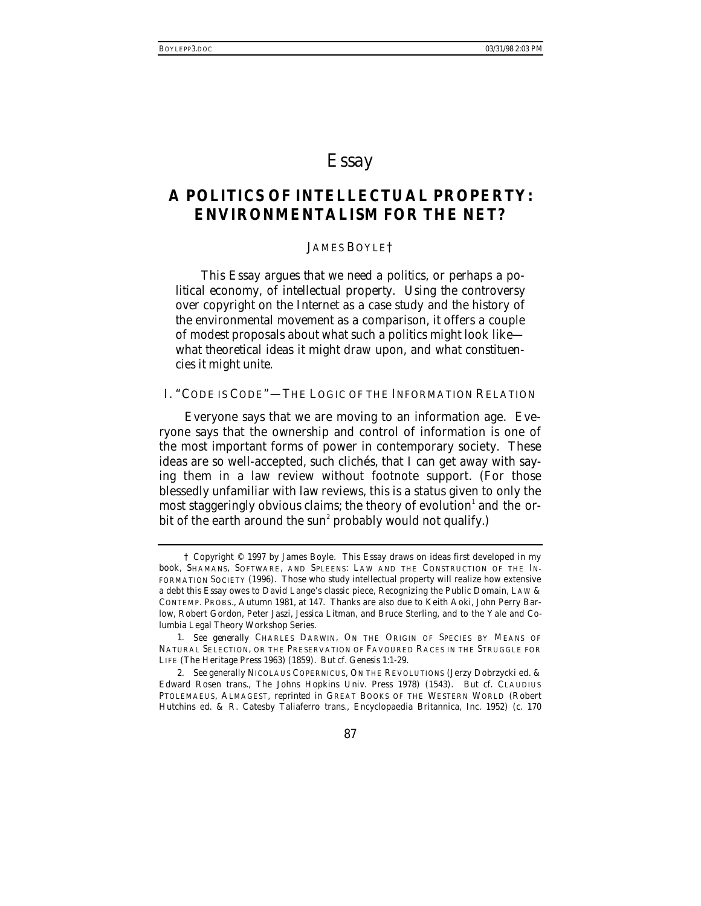# Essay

## A POLITICS OF INTELLECTUAL PROPERTY: ENVIRONMENTALISM FOR THE NET?

JAMES BOYLE†

This Essay argues that we need a politics, or perhaps a political economy, of intellectual property. Using the controversy over copyright on the Internet as a case study and the history of the environmental movement as a comparison, it offers a couple of modest proposals about what such a politics might look like—what theoretical ideas it might draw upon, and what constituencies it might unite.

### I. "CODE IS CODE"—THE LOGIC OF THE INFORMATION RELATION

Everyone says that we are moving to an information age. Everyone says that the ownership and control of information is one of the most important forms of power in contemporary society. These ideas are so well-accepted, such clichés, that I can get away with saying them in a law review without footnote support. (For those blessedly unfamiliar with law reviews, this is a status given to only the most staggeringly obvious claims; the theory of evolution[1] and the orbit of the earth around the sun[2] probably would not qualify.)

---

† Copyright © 1997 by James Boyle. This Essay draws on ideas first developed in my book, SHAMANS, SOFTWARE, AND SPLEENS: LAW AND THE CONSTRUCTION OF THE INFORMATION SOCIETY (1996). Those who study intellectual property will realize how extensive a debt this Essay owes to David Lange's classic piece, Recognizing the Public Domain, LAW & CONTEMP. PROBS., Autumn 1981, at 147. Thanks are also due to Keith Aoki, John Perry Barlow, Robert Gordon, Peter Jaszi, Jessica Litman, and Bruce Sterling, and to the Yale and Columbia Legal Theory Workshop Series.

1. *See generally* CHARLES DARWIN, ON THE ORIGIN OF SPECIES BY MEANS OF NATURAL SELECTION, OR THE PRESERVATION OF FAVOURED RACES IN THE STRUGGLE FOR LIFE (The Heritage Press 1963) (1859). *But cf.* Genesis 1:1-29.

2. *See generally* NICOLAUS COPERNICUS, ON THE REVOLUTIONS (Jerzy Dobrzycki ed. & Edward Rosen trans., The Johns Hopkins Univ. Press 1978) (1543). *But cf.* CLAUDIUS PTOLEMAEUS, ALMAGEST, *reprinted in* GREAT BOOKS OF THE WESTERN WORLD (Robert Hutchins ed. & R. Catesby Taliaferro trans., Encyclopaedia Britannica, Inc. 1952) (c. 170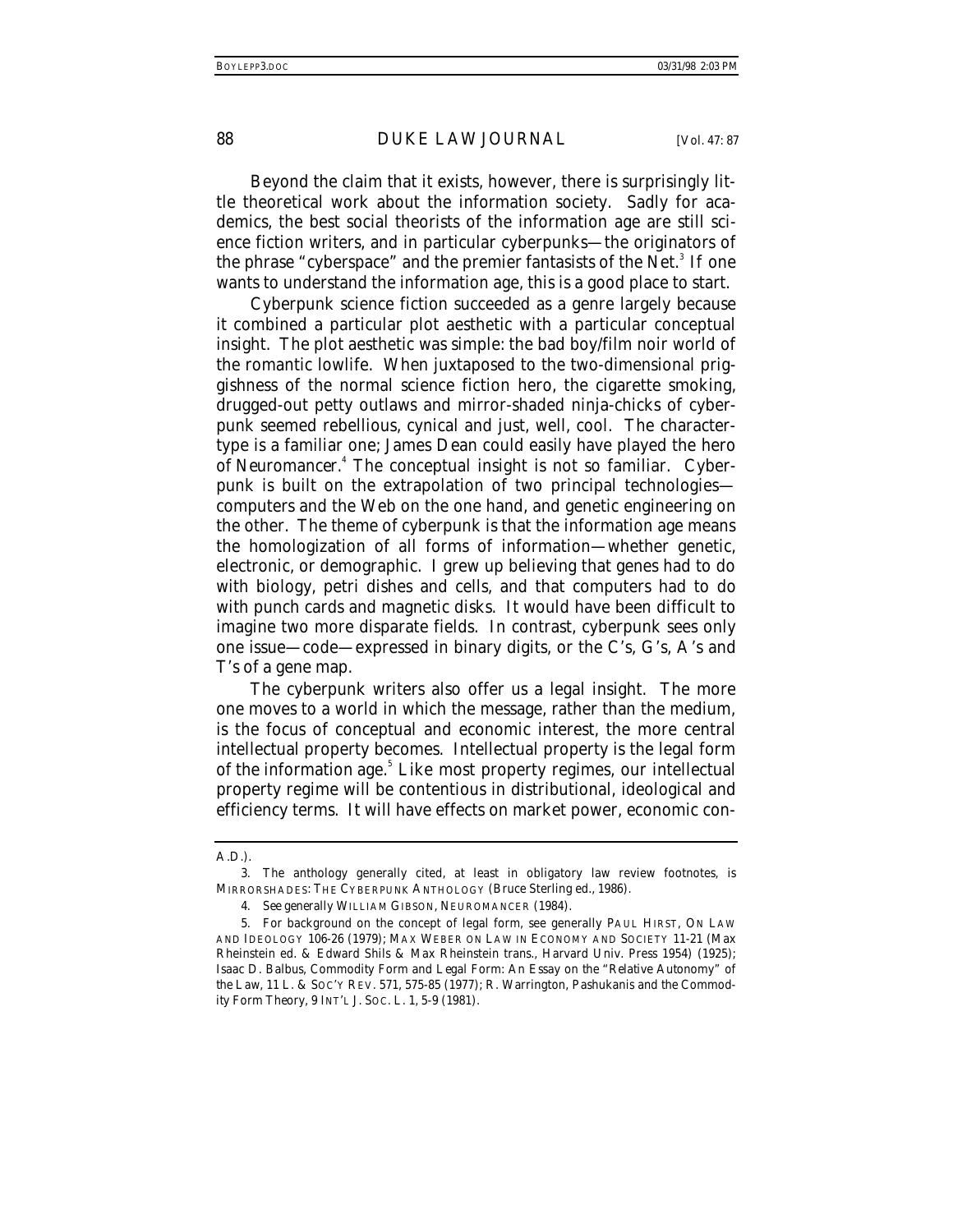Beyond the claim that it exists, however, there is surprisingly little theoretical work about the information society. Sadly for academics, the best social theorists of the information age are still science fiction writers, and in particular cyberpunks—the originators of the phrase "cyberspace" and the premier fantasists of the Net.[3] If one wants to understand the information age, this is a good place to start.

Cyberpunk science fiction succeeded as a genre largely because it combined a particular plot aesthetic with a particular conceptual insight. The plot aesthetic was simple: the bad boy/film noir world of the romantic lowlife. When juxtaposed to the two-dimensional priggishness of the normal science fiction hero, the cigarette smoking, drugged-out petty outlaws and mirror-shaded ninja-chicks of cyberpunk seemed rebellious, cynical and just, well, cool. The character-type is a familiar one; James Dean could easily have played the hero of *Neuromancer*.[4] The conceptual insight is not so familiar. Cyberpunk is built on the extrapolation of two principal technologies—computers and the Web on the one hand, and genetic engineering on the other. The theme of cyberpunk is that the information age means the homologization of all forms of information—whether genetic, electronic, or demographic. I grew up believing that genes had to do with biology, petri dishes and cells, and that computers had to do with punch cards and magnetic disks. It would have been difficult to imagine two more disparate fields. In contrast, cyberpunk sees only one issue—code—expressed in binary digits, or the C's, G's, A's and T's of a gene map.

The cyberpunk writers also offer us a legal insight. The more one moves to a world in which the message, rather than the medium, is the focus of conceptual and economic interest, the more central intellectual property becomes. Intellectual property is the legal form of the information age.[5] Like most property regimes, our intellectual property regime will be contentious in distributional, ideological and efficiency terms. It will have effects on market power, economic con-

---

A.D.).

3. The anthology generally cited, at least in obligatory law review footnotes, is MIRRORSHADES: THE CYBERPUNK ANTHOLOGY (Bruce Sterling ed., 1986).

4. *See generally* WILLIAM GIBSON, NEUROMANCER (1984).

5. For background on the concept of legal form, see generally PAUL HIRST, ON LAW AND IDEOLOGY 106-26 (1979); MAX WEBER ON LAW IN ECONOMY AND SOCIETY 11-21 (Max Rheinstein ed. & Edward Shils & Max Rheinstein trans., Harvard Univ. Press 1954) (1925); Isaac D. Balbus, *Commodity Form and Legal Form: An Essay on the "Relative Autonomy" of the Law*, 11 L. & SOC'Y REV. 571, 575-85 (1977); R. Warrington, *Pashukanis and the Commodity Form Theory*, 9 INT'L J. SOC. L. 1, 5-9 (1981).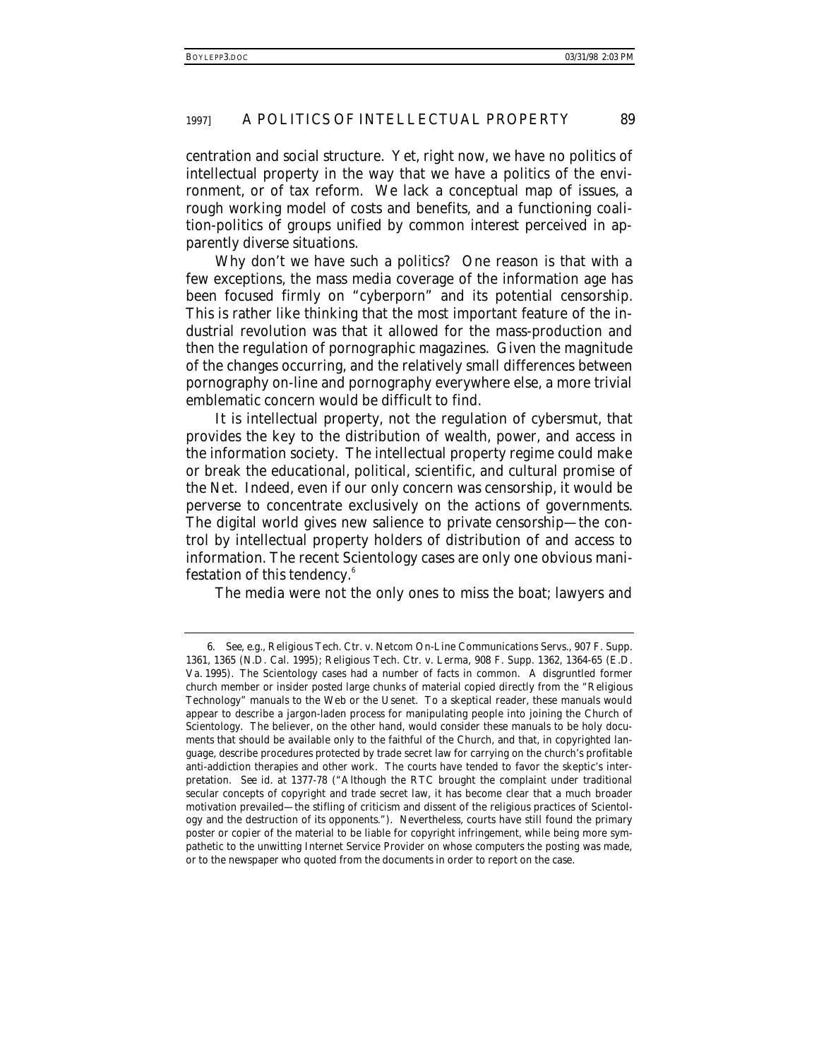centration and social structure. Yet, right now, we have no politics of intellectual property in the way that we have a politics of the environment, or of tax reform. We lack a conceptual map of issues, a rough working model of costs and benefits, and a functioning coalition-politics of groups unified by common interest perceived in apparently diverse situations.

Why don't we have such a politics? One reason is that with a few exceptions, the mass media coverage of the information age has been focused firmly on "cyberporn" and its potential censorship. This is rather like thinking that the most important feature of the industrial revolution was that it allowed for the mass-production and then the regulation of pornographic magazines. Given the magnitude of the changes occurring, and the relatively small differences between pornography on-line and pornography everywhere else, a more trivial emblematic concern would be difficult to find.

It is intellectual property, not the regulation of cybersmut, that provides the key to the distribution of wealth, power, and access in the information society. The intellectual property regime could make or break the educational, political, scientific, and cultural promise of the Net. Indeed, even if our only concern was censorship, it would be perverse to concentrate exclusively on the actions of governments. The digital world gives new salience to private censorship—the control by intellectual property holders of distribution of and access to information. The recent Scientology cases are only one obvious manifestation of this tendency.[6]

The media were not the only ones to miss the boat; lawyers and

---

6. *See, e.g.*, Religious Tech. Ctr. v. Netcom On-Line Communications Servs., 907 F. Supp. 1361, 1365 (N.D. Cal. 1995); Religious Tech. Ctr. v. Lerma, 908 F. Supp. 1362, 1364-65 (E.D. Va. 1995). The Scientology cases had a number of facts in common. A disgruntled former church member or insider posted large chunks of material copied directly from the "Religious Technology" manuals to the Web or the Usenet. To a skeptical reader, these manuals would appear to describe a jargon-laden process for manipulating people into joining the Church of Scientology. The believer, on the other hand, would consider these manuals to be holy documents that should be available only to the faithful of the Church, and that, in copyrighted language, describe procedures protected by trade secret law for carrying on the church's profitable anti-addiction therapies and other work. The courts have tended to favor the skeptic's interpretation. *See id.* at 1377-78 ("Although the RTC brought the complaint under traditional secular concepts of copyright and trade secret law, it has become clear that a much broader motivation prevailed—the stifling of criticism and dissent of the religious practices of Scientology and the destruction of its opponents."). Nevertheless, courts have still found the primary poster or copier of the material to be liable for copyright infringement, while being more sympathetic to the unwitting Internet Service Provider on whose computers the posting was made, or to the newspaper who quoted from the documents in order to report on the case.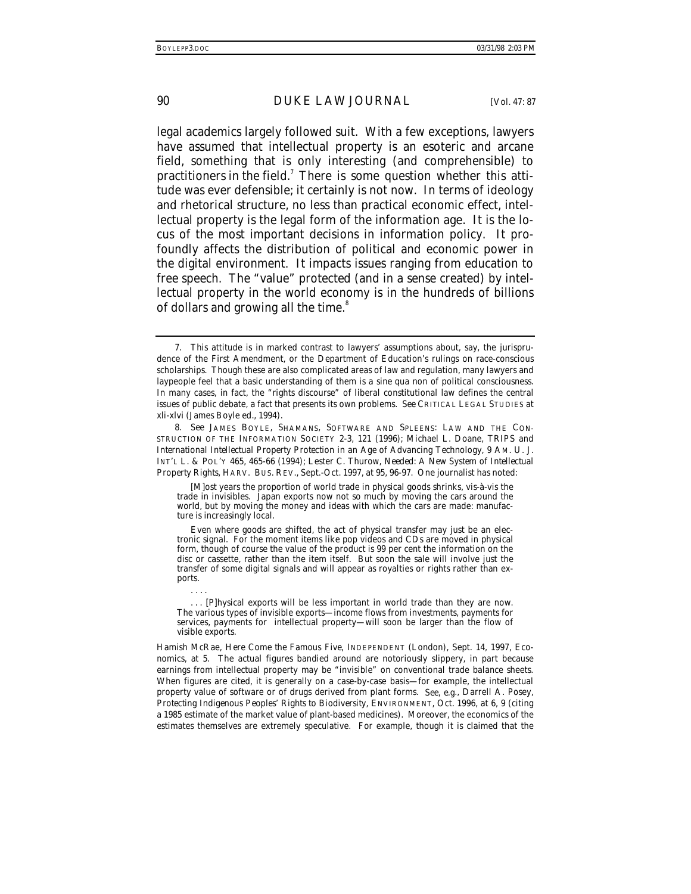legal academics largely followed suit. With a few exceptions, lawyers have assumed that intellectual property is an esoteric and arcane field, something that is only interesting (and comprehensible) to practitioners in the field.[7] There is some question whether this attitude was ever defensible; it certainly is not now. In terms of ideology and rhetorical structure, no less than practical economic effect, intellectual property is the legal form of the information age. It is the locus of the most important decisions in information policy. It profoundly affects the distribution of political and economic power in the digital environment. It impacts issues ranging from education to free speech. The "value" protected (and in a sense created) by intellectual property in the world economy is in the hundreds of billions of dollars and growing all the time.[8]

---

7. This attitude is in marked contrast to lawyers' assumptions about, say, the jurisprudence of the First Amendment, or the Department of Education's rulings on race-conscious scholarships. Though these are also complicated areas of law and regulation, many lawyers and laypeople feel that a basic understanding of them is a sine qua non of political consciousness. In many cases, in fact, the "rights discourse" of liberal constitutional law defines the central issues of public debate, a fact that presents its own problems. *See* CRITICAL LEGAL STUDIES at xli-xlvi (James Boyle ed., 1994).

8. *See* JAMES BOYLE, SHAMANS, SOFTWARE AND SPLEENS: LAW AND THE CONSTRUCTION OF THE INFORMATION SOCIETY 2-3, 121 (1996); Michael L. Doane, *TRIPS and International Intellectual Property Protection in an Age of Advancing Technology*, 9 AM. U. J. INT'L L. & POL'Y 465, 465-66 (1994); Lester C. Thurow, *Needed: A New System of Intellectual Property Rights*, HARV. BUS. REV., Sept.-Oct. 1997, at 95, 96-97. One journalist has noted:

> [M]ost years the proportion of world trade in physical goods shrinks, vis-à-vis the trade in invisibles. Japan exports now not so much by moving the cars around the world, but by moving the money and ideas with which the cars are made: manufacture is increasingly local.
>
> Even where goods are shifted, the act of physical transfer may just be an electronic signal. For the moment items like pop videos and CDs are moved in physical form, though of course the value of the product is 99 per cent the information on the disc or cassette, rather than the item itself. But soon the sale will involve just the transfer of some digital signals and will appear as royalties or rights rather than exports.
>
> . . . .
>
> . . . [P]hysical exports will be less important in world trade than they are now. The various types of invisible exports—income flows from investments, payments for services, payments for intellectual property—will soon be larger than the flow of visible exports.

Hamish McRae, *Here Come the Famous Five*, INDEPENDENT (London), Sept. 14, 1997, Economics, at 5. The actual figures bandied around are notoriously slippery, in part because earnings from intellectual property may be "invisible" on conventional trade balance sheets. When figures are cited, it is generally on a case-by-case basis—for example, the intellectual property value of software or of drugs derived from plant forms. *See, e.g.*, Darrell A. Posey, *Protecting Indigenous Peoples' Rights to Biodiversity*, ENVIRONMENT, Oct. 1996, at 6, 9 (citing a 1985 estimate of the market value of plant-based medicines). Moreover, the economics of the estimates themselves are extremely speculative. For example, though it is claimed that the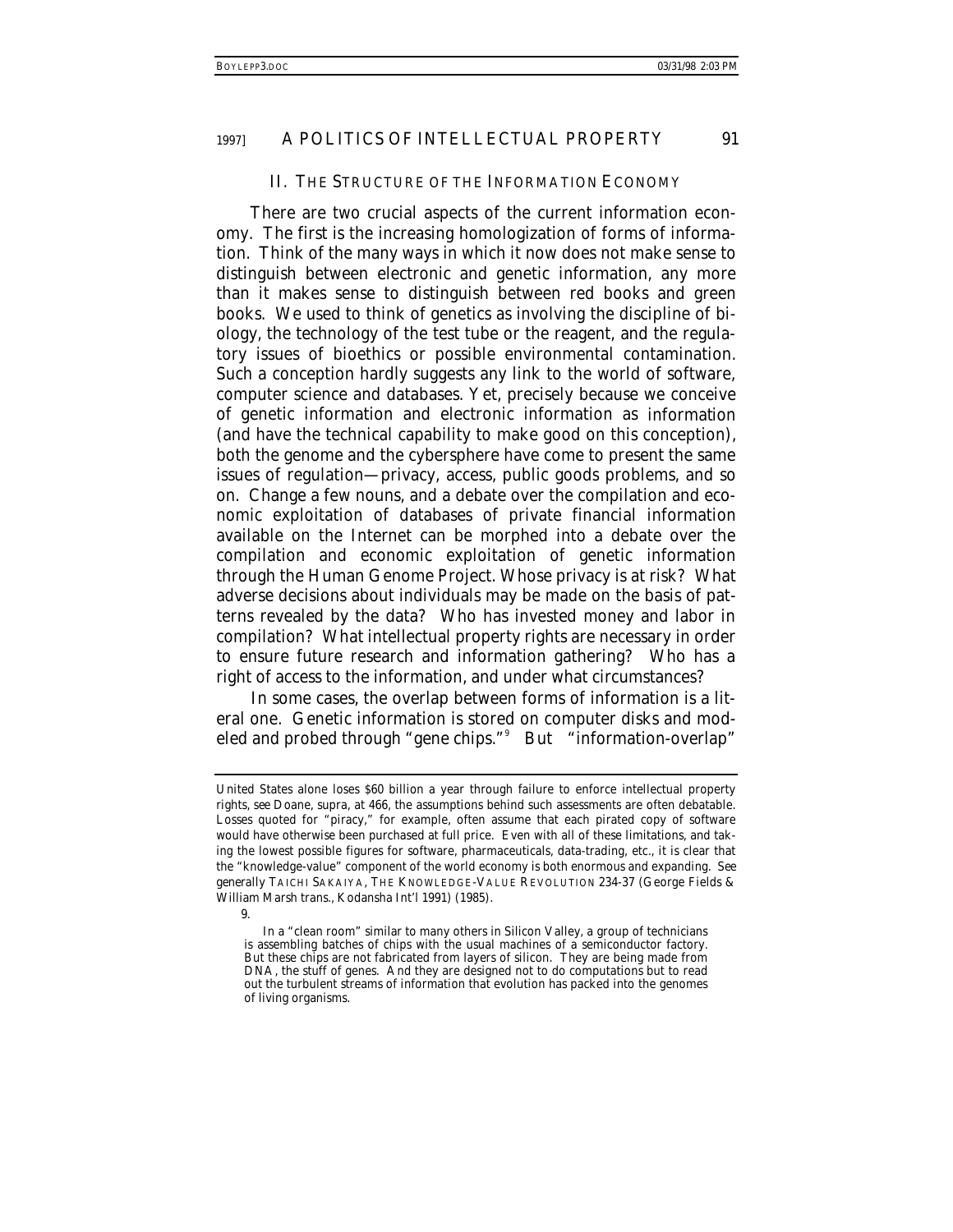## II. THE STRUCTURE OF THE INFORMATION ECONOMY

There are two crucial aspects of the current information economy. The first is the increasing homologization of forms of information. Think of the many ways in which it now does not make sense to distinguish between electronic and genetic information, any more than it makes sense to distinguish between red books and green books. We used to think of genetics as involving the discipline of biology, the technology of the test tube or the reagent, and the regulatory issues of bioethics or possible environmental contamination. Such a conception hardly suggests any link to the world of software, computer science and databases. Yet, precisely because we conceive of genetic information and electronic information as *information* (and have the technical capability to make good on this conception), both the genome and the cybersphere have come to present the same issues of regulation—privacy, access, public goods problems, and so on. Change a few nouns, and a debate over the compilation and economic exploitation of databases of private financial information available on the Internet can be morphed into a debate over the compilation and economic exploitation of genetic information through the Human Genome Project. Whose privacy is at risk? What adverse decisions about individuals may be made on the basis of patterns revealed by the data? Who has invested money and labor in compilation? What intellectual property rights are necessary in order to ensure future research and information gathering? Who has a right of access to the information, and under what circumstances?

In some cases, the overlap between forms of information is a literal one. Genetic information is stored on computer disks and modeled and probed through "gene chips."[9] But "information-overlap"

---

United States alone loses $60 billion a year through failure to enforce intellectual property rights, *see* Doane, *supra*, at 466, the assumptions behind such assessments are often debatable. Losses quoted for "piracy," for example, often assume that each pirated copy of software would have otherwise been purchased at full price. Even with all of these limitations, and taking the lowest possible figures for software, pharmaceuticals, data-trading, etc., it is clear that the "knowledge-value" component of the world economy is both enormous and expanding. *See generally* TAICHI SAKAIYA, THE KNOWLEDGE-VALUE REVOLUTION 234-37 (George Fields & William Marsh trans., Kodansha Int'l 1991) (1985).

9.

> In a "clean room" similar to many others in Silicon Valley, a group of technicians is assembling batches of chips with the usual machines of a semiconductor factory. But these chips are not fabricated from layers of silicon. They are being made from DNA, the stuff of genes. And they are designed not to do computations but to read out the turbulent streams of information that evolution has packed into the genomes of living organisms.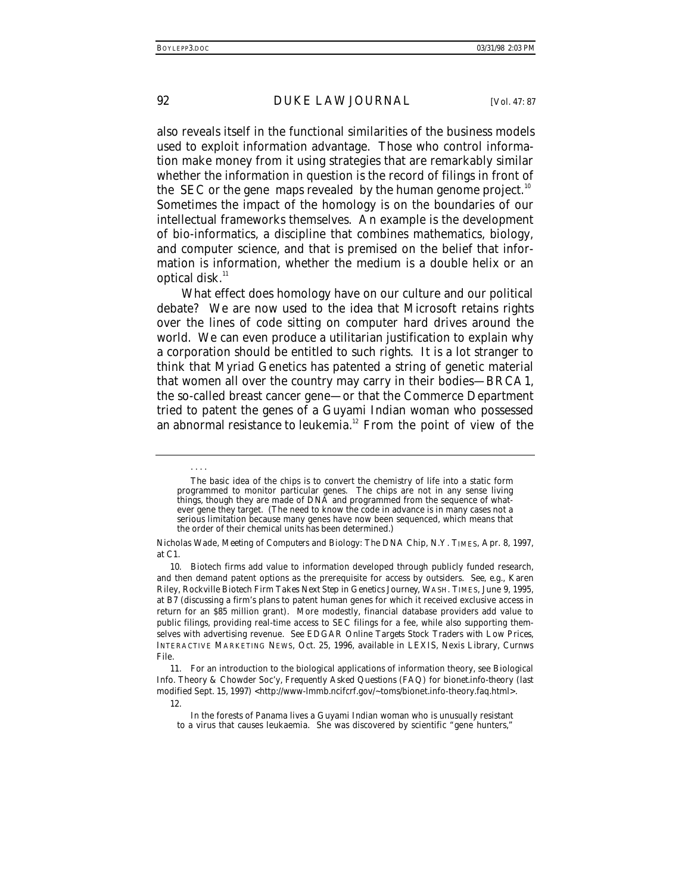also reveals itself in the functional similarities of the business models used to exploit information advantage. Those who control information make money from it using strategies that are remarkably similar whether the information in question is the record of filings in front of the SEC or the gene maps revealed by the human genome project.[10] Sometimes the impact of the homology is on the boundaries of our intellectual frameworks themselves. An example is the development of bio-informatics, a discipline that combines mathematics, biology, and computer science, and that is premised on the belief that information is information, whether the medium is a double helix or an optical disk.[11]

What effect does homology have on our culture and our political debate? We are now used to the idea that Microsoft retains rights over the lines of code sitting on computer hard drives around the world. We can even produce a utilitarian justification to explain why a corporation should be entitled to such rights. It is a lot stranger to think that Myriad Genetics has patented a string of genetic material that women all over the country may carry in their bodies—BRCA1, the so-called breast cancer gene—or that the Commerce Department tried to patent the genes of a Guyami Indian woman who possessed an abnormal resistance to leukemia.[12] From the point of view of the

---

. . . .

> The basic idea of the chips is to convert the chemistry of life into a static form programmed to monitor particular genes. The chips are not in any sense living things, though they are made of DNA and programmed from the sequence of whatever gene they target. (The need to know the code in advance is in many cases not a serious limitation because many genes have now been sequenced, which means that the order of their chemical units has been determined.)

Nicholas Wade, *Meeting of Computers and Biology: The DNA Chip*, N.Y. TIMES, Apr. 8, 1997, at C1.

10. Biotech firms add value to information developed through publicly funded research, and then demand patent options as the prerequisite for access by outsiders. *See, e.g.*, Karen Riley, *Rockville Biotech Firm Takes Next Step in Genetics Journey*, WASH. TIMES, June 9, 1995, at B7 (discussing a firm's plans to patent human genes for which it received exclusive access in return for an $85 million grant). More modestly, financial database providers add value to public filings, providing real-time access to SEC filings for a fee, while also supporting themselves with advertising revenue. *See EDGAR Online Targets Stock Traders with Low Prices*, INTERACTIVE MARKETING NEWS, Oct. 25, 1996, *available in* LEXIS, Nexis Library, Curnws File.

11. For an introduction to the biological applications of information theory, see Biological Info. Theory & Chowder Soc'y, *Frequently Asked Questions (FAQ) for bionet.info-theory* (last modified Sept. 15, 1997) <http://www-lmmb.ncifcrf.gov/~toms/bionet.info-theory.faq.html>.

12.

> In the forests of Panama lives a Guyami Indian woman who is unusually resistant to a virus that causes leukaemia. She was discovered by scientific "gene hunters,"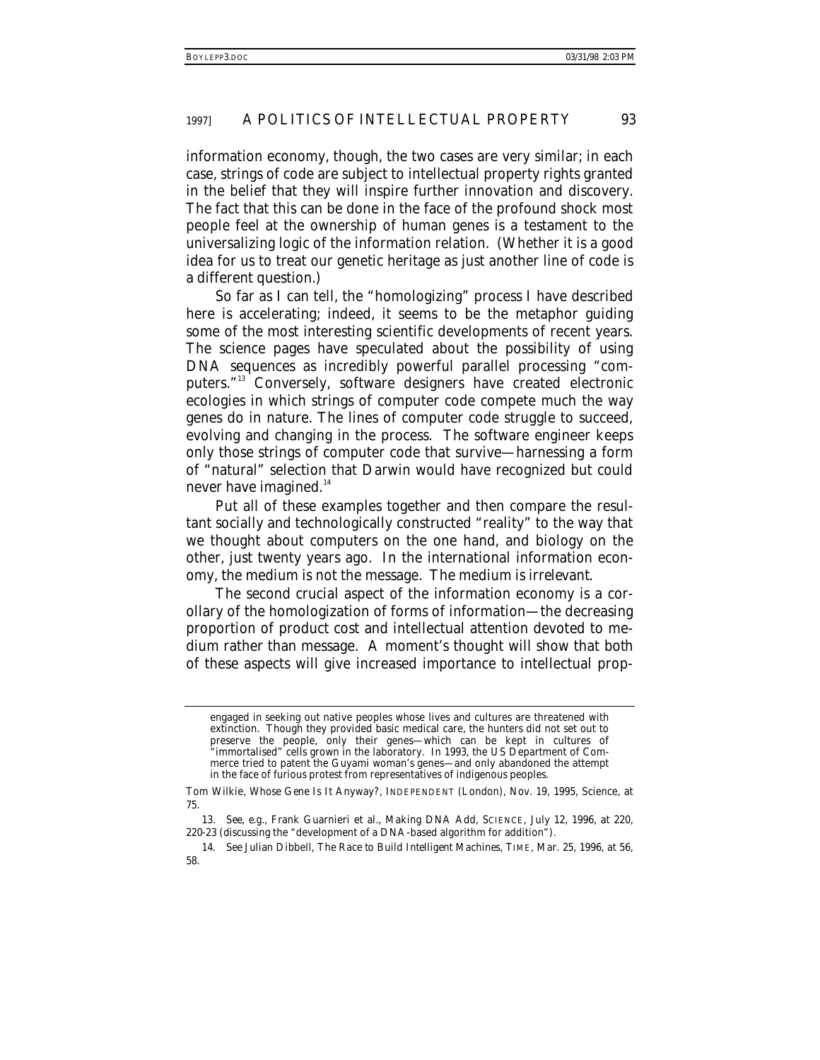information economy, though, the two cases are very similar; in each case, strings of code are subject to intellectual property rights granted in the belief that they will inspire further innovation and discovery. The fact that this can be done in the face of the profound shock most people feel at the ownership of human genes is a testament to the universalizing logic of the information relation. (Whether it is a good idea for us to treat our genetic heritage as just another line of code is a different question.)

So far as I can tell, the "homologizing" process I have described here is accelerating; indeed, it seems to be the metaphor guiding some of the most interesting scientific developments of recent years. The science pages have speculated about the possibility of using DNA sequences as incredibly powerful parallel processing "computers."[13] Conversely, software designers have created electronic ecologies in which strings of computer code compete much the way genes do in nature. The lines of computer code struggle to succeed, evolving and changing in the process. The software engineer keeps only those strings of computer code that survive—harnessing a form of "natural" selection that Darwin would have recognized but could never have imagined.[14]

Put all of these examples together and then compare the resultant socially and technologically constructed "reality" to the way that we thought about computers on the one hand, and biology on the other, just twenty years ago. In the international information economy, the medium is not the message. The medium is irrelevant.

The second crucial aspect of the information economy is a corollary of the homologization of forms of information—the decreasing proportion of product cost and intellectual attention devoted to medium rather than message. A moment's thought will show that both of these aspects will give increased importance to intellectual prop-

---

> engaged in seeking out native peoples whose lives and cultures are threatened with extinction. Though they provided basic medical care, the hunters did not set out to preserve the people, only their genes—which can be kept in cultures of "immortalised" cells grown in the laboratory. In 1993, the US Department of Commerce tried to patent the Guyami woman's genes—and only abandoned the attempt in the face of furious protest from representatives of indigenous peoples.

Tom Wilkie, *Whose Gene Is It Anyway?*, INDEPENDENT (London), Nov. 19, 1995, Science, at 75.

13. *See, e.g.*, Frank Guarnieri et al., *Making DNA Add*, SCIENCE, July 12, 1996, at 220, 220-23 (discussing the "development of a DNA-based algorithm for addition").

14. *See* Julian Dibbell, *The Race to Build Intelligent Machines*, TIME, Mar. 25, 1996, at 56, 58.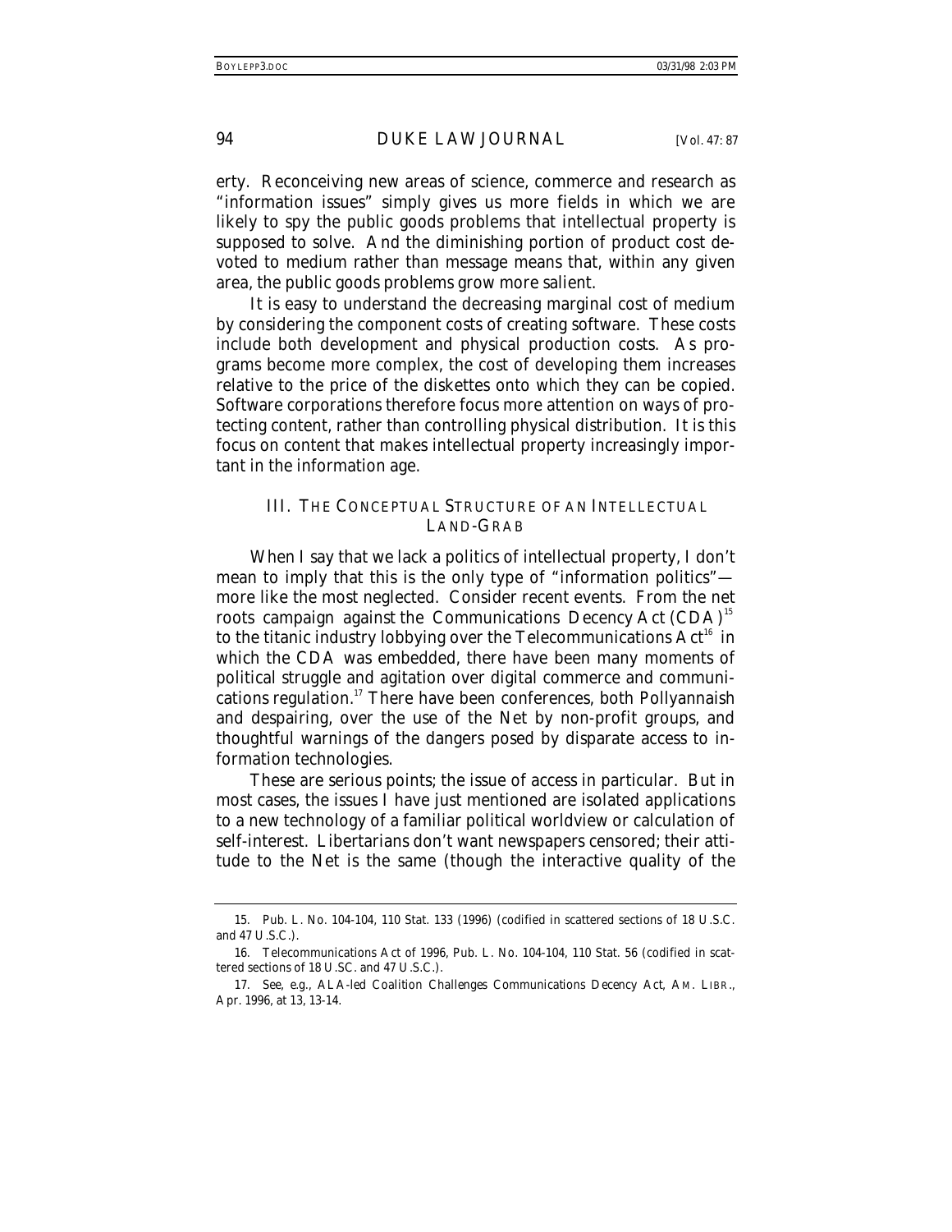erty. Reconceiving new areas of science, commerce and research as "information issues" simply gives us more fields in which we are likely to spy the public goods problems that intellectual property is supposed to solve. And the diminishing portion of product cost devoted to medium rather than message means that, within any given area, the public goods problems grow more salient.

It is easy to understand the decreasing marginal cost of medium by considering the component costs of creating software. These costs include both development and physical production costs. As programs become more complex, the cost of developing them increases relative to the price of the diskettes onto which they can be copied. Software corporations therefore focus more attention on ways of protecting content, rather than controlling physical distribution. It is this focus on content that makes intellectual property increasingly important in the information age.

## III. THE CONCEPTUAL STRUCTURE OF AN INTELLECTUAL LAND-GRAB

When I say that we lack a politics of intellectual property, I don't mean to imply that this is the only type of "information politics"—more like the most neglected. Consider recent events. From the net roots campaign against the Communications Decency Act (CDA)[15] to the titanic industry lobbying over the Telecommunications Act[16] in which the CDA was embedded, there have been many moments of political struggle and agitation over digital commerce and communications regulation.[17] There have been conferences, both Pollyannaish and despairing, over the use of the Net by non-profit groups, and thoughtful warnings of the dangers posed by disparate access to information technologies.

These are serious points; the issue of access in particular. But in most cases, the issues I have just mentioned are isolated applications to a new technology of a familiar political worldview or calculation of self-interest. Libertarians don't want newspapers censored; their attitude to the Net is the same (though the interactive quality of the

---

15. Pub. L. No. 104-104, 110 Stat. 133 (1996) (codified in scattered sections of 18 U.S.C. and 47 U.S.C.).

16. Telecommunications Act of 1996, Pub. L. No. 104-104, 110 Stat. 56 (codified in scattered sections of 18 U.SC. and 47 U.S.C.).

17. *See, e.g.*, *ALA-led Coalition Challenges Communications Decency Act*, AM. LIBR., Apr. 1996, at 13, 13-14.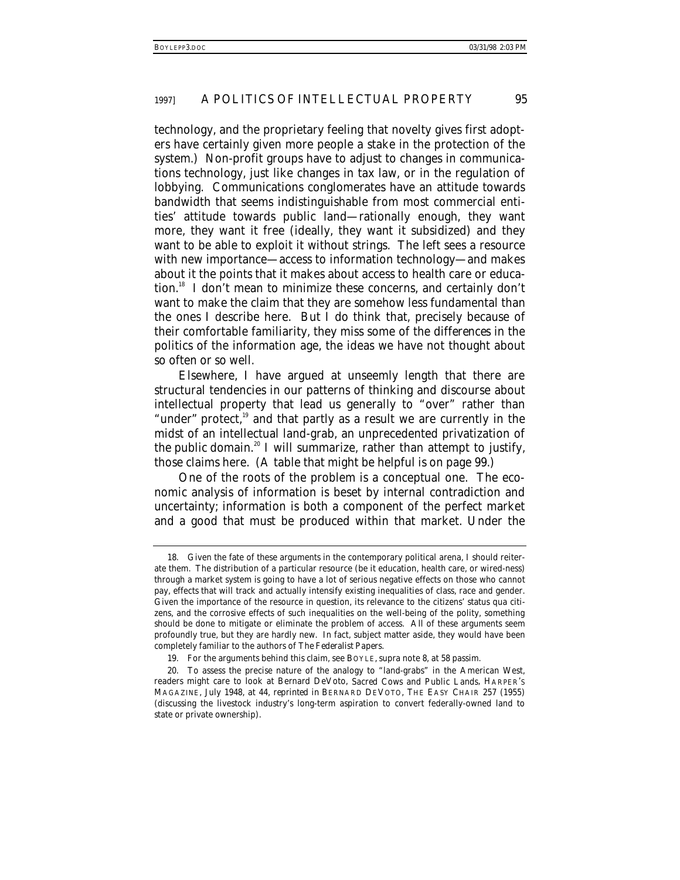technology, and the proprietary feeling that novelty gives first adopters have certainly given more people a stake in the protection of the system.) Non-profit groups have to adjust to changes in communications technology, just like changes in tax law, or in the regulation of lobbying. Communications conglomerates have an attitude towards bandwidth that seems indistinguishable from most commercial entities' attitude towards public land—rationally enough, they want more, they want it free (ideally, they want it subsidized) and they want to be able to exploit it without strings. The left sees a resource with new importance—access to information technology—and makes about it the points that it makes about access to health care or education.[18] I don't mean to minimize these concerns, and certainly don't want to make the claim that they are somehow less fundamental than the ones I describe here. But I do think that, precisely because of their comfortable familiarity, they miss some of the *differences* in the politics of the information age, the ideas we have not thought about so often or so well.

Elsewhere, I have argued at unseemly length that there are structural tendencies in our patterns of thinking and discourse about intellectual property that lead us generally to "over" rather than "under" protect,[19] and that partly as a result we are currently in the midst of an intellectual land-grab, an unprecedented privatization of the public domain.[20] I will summarize, rather than attempt to justify, those claims here. (A table that might be helpful is on page 99.)

One of the roots of the problem is a conceptual one. The economic analysis of information is beset by internal contradiction and uncertainty; information is both a component of the perfect market and a good that must be produced within that market. Under the

---

18. Given the fate of these arguments in the contemporary political arena, I should reiterate them. The distribution of a particular resource (be it education, health care, or wired-ness) through a market system is going to have a lot of serious negative effects on those who cannot pay, effects that will track and actually intensify existing inequalities of class, race and gender. Given the importance of the resource in question, its relevance to the citizens' status qua citizens, and the corrosive effects of such inequalities on the well-being of the polity, something should be done to mitigate or eliminate the problem of access. All of these arguments seem profoundly true, but they are hardly new. In fact, subject matter aside, they would have been completely familiar to the authors of *The Federalist Papers*.

19. For the arguments behind this claim, see BOYLE, *supra* note 8, at 58 *passim*.

20. To assess the precise nature of the analogy to "land-grabs" in the American West, readers might care to look at Bernard DeVoto, *Sacred Cows and Public Lands*, HARPER'S MAGAZINE, July 1948, at 44, *reprinted in* BERNARD DEVOTO, THE EASY CHAIR 257 (1955) (discussing the livestock industry's long-term aspiration to convert federally-owned land to state or private ownership).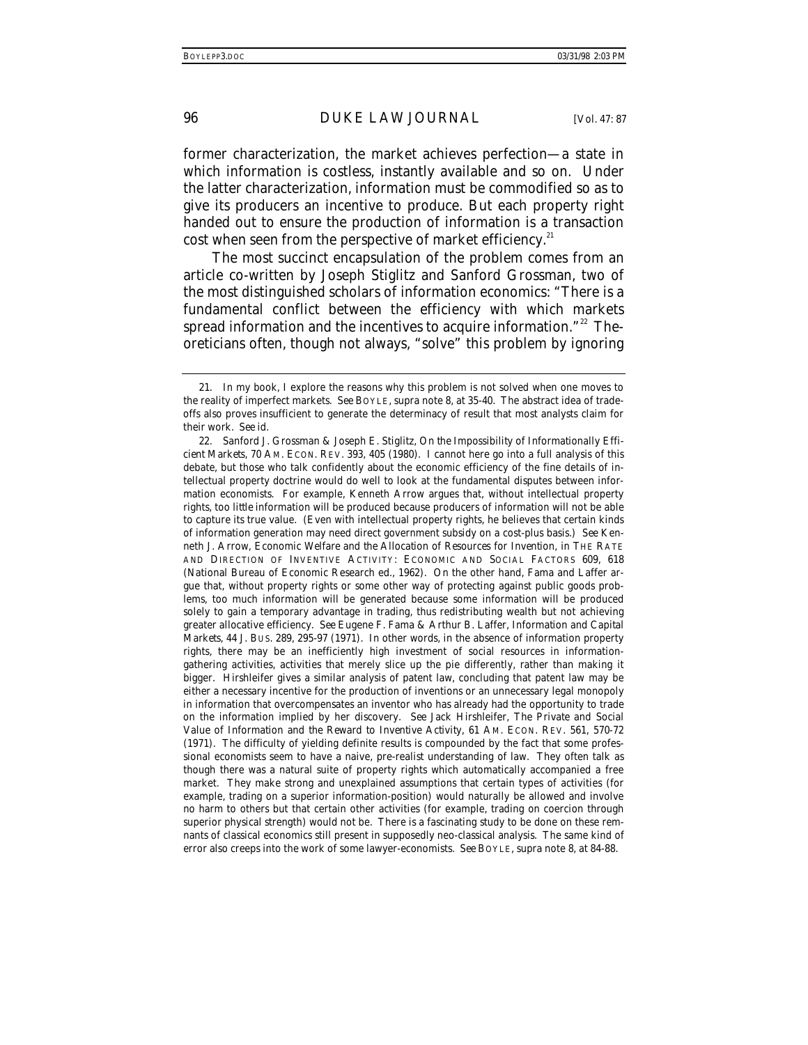former characterization, the market achieves perfection—a state in which information is costless, instantly available and so on. Under the latter characterization, information must be commodified so as to give its producers an incentive to produce. But each property right handed out to ensure the production of information is a transaction cost when seen from the perspective of market efficiency.[21]

The most succinct encapsulation of the problem comes from an article co-written by Joseph Stiglitz and Sanford Grossman, two of the most distinguished scholars of information economics: "There is a fundamental conflict between the efficiency with which markets spread information and the incentives to acquire information."[22] Theoreticians often, though not always, "solve" this problem by ignoring

---

21. In my book, I explore the reasons why this problem is not solved when one moves to the reality of imperfect markets. *See* BOYLE, *supra* note 8, at 35-40. The abstract idea of trade-offs also proves insufficient to generate the determinacy of result that most analysts claim for their work. *See id.*

22. Sanford J. Grossman & Joseph E. Stiglitz, *On the Impossibility of Informationally Efficient Markets*, 70 AM. ECON. REV. 393, 405 (1980). I cannot here go into a full analysis of this debate, but those who talk confidently about the economic efficiency of the fine details of intellectual property doctrine would do well to look at the fundamental disputes between information economists. For example, Kenneth Arrow argues that, without intellectual property rights, too *little* information will be produced because producers of information will not be able to capture its true value. (Even with intellectual property rights, he believes that certain kinds of information generation may need direct government subsidy on a cost-plus basis.) *See* Kenneth J. Arrow, *Economic Welfare and the Allocation of Resources for Invention*, *in* THE RATE AND DIRECTION OF INVENTIVE ACTIVITY: ECONOMIC AND SOCIAL FACTORS 609, 618 (National Bureau of Economic Research ed., 1962). On the other hand, Fama and Laffer argue that, without property rights or some other way of protecting against public goods problems, too much information will be generated because some information will be produced solely to gain a temporary advantage in trading, thus redistributing wealth but not achieving greater allocative efficiency. *See* Eugene F. Fama & Arthur B. Laffer, *Information and Capital Markets*, 44 J. BUS. 289, 295-97 (1971). In other words, in the absence of information property rights, there may be an inefficiently high investment of social resources in information-gathering activities, activities that merely slice up the pie differently, rather than making it bigger. Hirshleifer gives a similar analysis of patent law, concluding that patent law may be either a necessary incentive for the production of inventions or an unnecessary legal monopoly in information that overcompensates an inventor who has already had the opportunity to trade on the information implied by her discovery. *See* Jack Hirshleifer, *The Private and Social Value of Information and the Reward to Inventive Activity*, 61 AM. ECON. REV. 561, 570-72 (1971). The difficulty of yielding definite results is compounded by the fact that some professional economists seem to have a naive, pre-realist understanding of law. They often talk as though there was a natural suite of property rights which automatically accompanied a free market. They make strong and unexplained assumptions that certain types of activities (for example, trading on a superior information-position) would naturally be allowed and involve no harm to others but that certain other activities (for example, trading on coercion through superior physical strength) would not be. There is a fascinating study to be done on these remnants of classical economics still present in supposedly neo-classical analysis. The same kind of error also creeps into the work of some lawyer-economists. *See* BOYLE, *supra* note 8, at 84-88.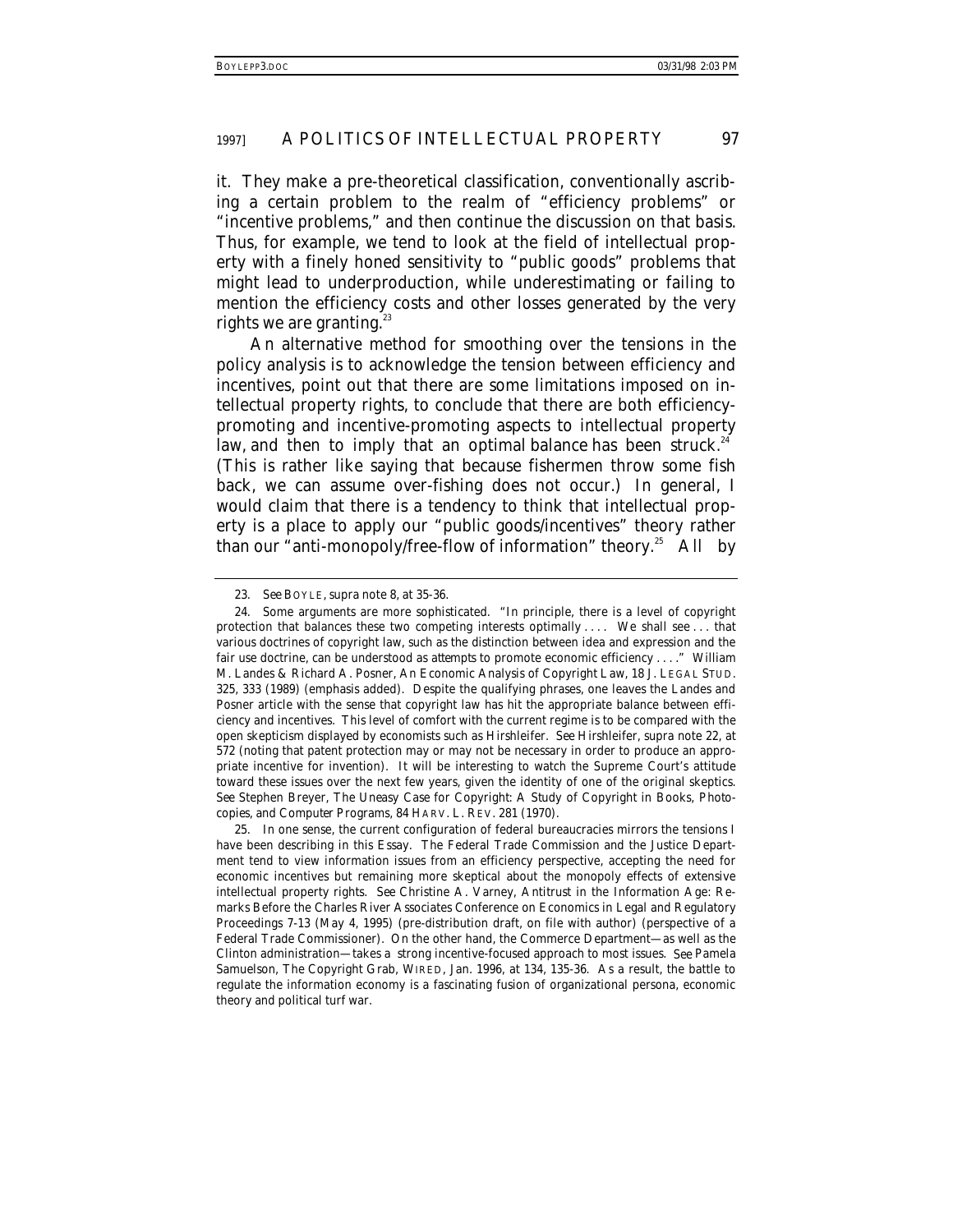it. They make a pre-theoretical classification, conventionally ascribing a certain problem to the realm of "efficiency problems" or "incentive problems," and then continue the discussion on that basis. Thus, for example, we tend to look at the field of intellectual property with a finely honed sensitivity to "public goods" problems that might lead to underproduction, while underestimating or failing to mention the efficiency costs and other losses generated by the very rights we are granting.[23]

An alternative method for smoothing over the tensions in the policy analysis is to acknowledge the tension between efficiency and incentives, point out that there are some limitations imposed on intellectual property rights, to conclude that there are both efficiency-promoting and incentive-promoting aspects to intellectual property law, and then to imply that an optimal balance has been struck.[24] (This is rather like saying that because fishermen throw some fish back, we can assume over-fishing does not occur.) In general, I would claim that there is a tendency to think that intellectual property is a place to apply our "public goods/incentives" theory rather than our "anti-monopoly/free-flow of information" theory.[25] All by

---

23. *See* BOYLE, *supra* note 8, at 35-36.

24. Some arguments are more sophisticated. "In principle, there is a level of copyright protection that balances these two competing interests optimally . . . . We shall see . . . that various doctrines of copyright law, such as the distinction between idea and expression and the fair use doctrine, can be understood as *attempts* to promote economic efficiency . . . ." William M. Landes & Richard A. Posner, *An Economic Analysis of Copyright Law*, 18 J. LEGAL STUD. 325, 333 (1989) (emphasis added). Despite the qualifying phrases, one leaves the Landes and Posner article with the sense that copyright law has hit the appropriate balance between efficiency and incentives. This level of comfort with the current regime is to be compared with the open skepticism displayed by economists such as Hirshleifer. *See* Hirshleifer, *supra* note 22, at 572 (noting that patent protection may or may not be necessary in order to produce an appropriate incentive for invention). It will be interesting to watch the Supreme Court's attitude toward these issues over the next few years, given the identity of one of the original skeptics. *See* Stephen Breyer, *The Uneasy Case for Copyright: A Study of Copyright in Books, Photocopies, and Computer Programs*, 84 HARV. L. REV. 281 (1970).

25. In one sense, the current configuration of federal bureaucracies mirrors the tensions I have been describing in this Essay. The Federal Trade Commission and the Justice Department tend to view information issues from an efficiency perspective, accepting the need for economic incentives but remaining more skeptical about the monopoly effects of extensive intellectual property rights. *See* Christine A. Varney, Antitrust in the Information Age: Remarks Before the Charles River Associates Conference on Economics in Legal and Regulatory Proceedings 7-13 (May 4, 1995) (pre-distribution draft, on file with author) (perspective of a Federal Trade Commissioner). On the other hand, the Commerce Department—as well as the Clinton administration—takes a strong incentive-focused approach to most issues. *See* Pamela Samuelson, *The Copyright Grab*, WIRED, Jan. 1996, at 134, 135-36. As a result, the battle to regulate the information economy is a fascinating fusion of organizational persona, economic theory and political turf war.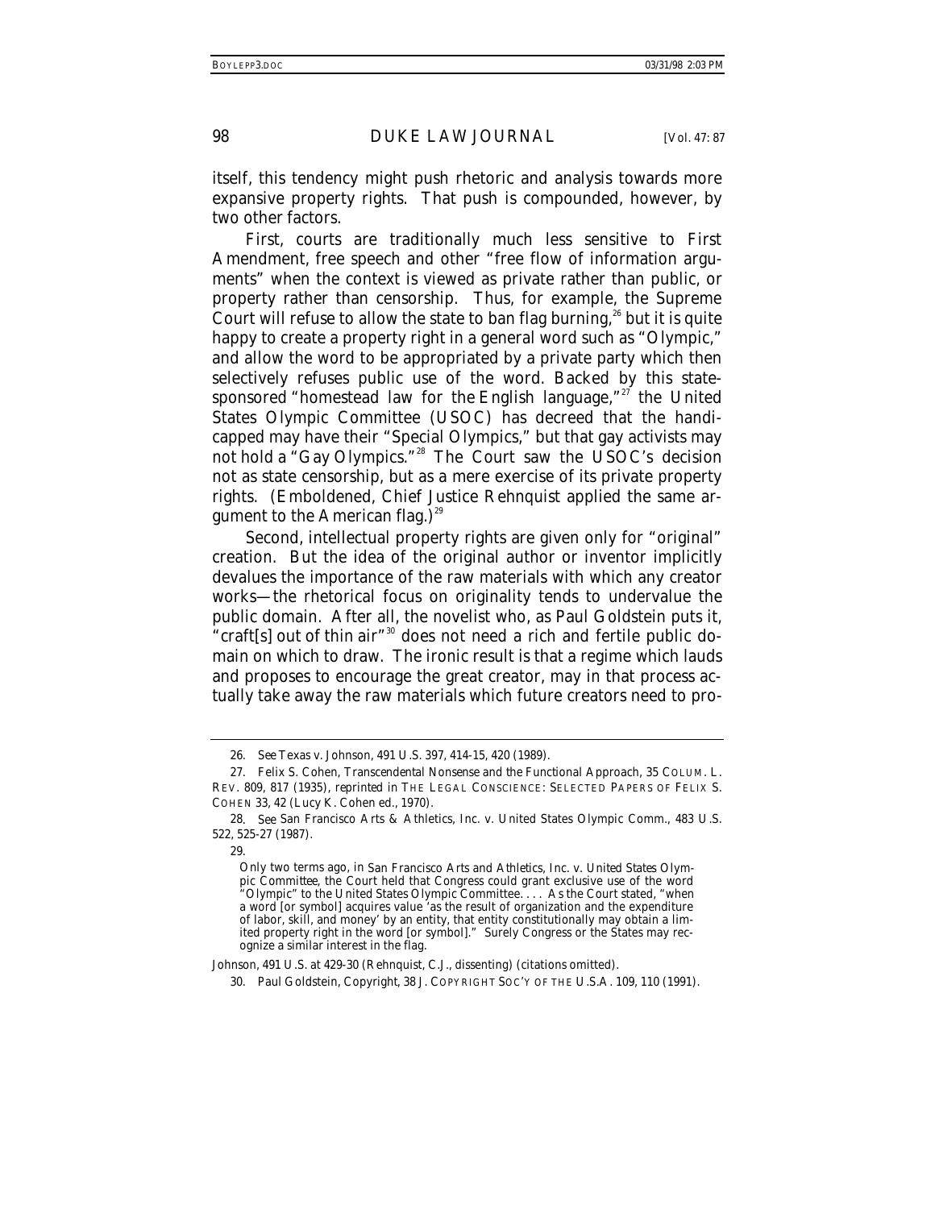itself, this tendency might push rhetoric and analysis towards more expansive property rights. That push is compounded, however, by two other factors.

First, courts are traditionally much less sensitive to First Amendment, free speech and other "free flow of information arguments" when the context is viewed as private rather than public, or property rather than censorship. Thus, for example, the Supreme Court will refuse to allow the state to ban flag burning,[26] but it is quite happy to create a property right in a general word such as "Olympic," and allow the word to be appropriated by a private party which then selectively refuses public use of the word. Backed by this state-sponsored "homestead law for the English language,"[27] the United States Olympic Committee (USOC) has decreed that the handicapped may have their "Special Olympics," but that gay activists may not hold a "Gay Olympics."[28] The Court saw the USOC's decision not as state censorship, but as a mere exercise of its private property rights. (Emboldened, Chief Justice Rehnquist applied the same argument to the American flag.)[29]

Second, intellectual property rights are given only for "original" creation. But the idea of the original author or inventor implicitly devalues the importance of the raw materials with which any creator works—the rhetorical focus on originality tends to undervalue the public domain. After all, the novelist who, as Paul Goldstein puts it, "craft[s] out of thin air"[30] does not need a rich and fertile public domain on which to draw. The ironic result is that a regime which lauds and proposes to encourage the great creator, may in that process actually take away the raw materials which future creators need to pro-

---

26. *See* Texas v. Johnson, 491 U.S. 397, 414-15, 420 (1989).

27. Felix S. Cohen, *Transcendental Nonsense and the Functional Approach*, 35 COLUM. L. REV. 809, 817 (1935), *reprinted in* THE LEGAL CONSCIENCE: SELECTED PAPERS OF FELIX S. COHEN 33, 42 (Lucy K. Cohen ed., 1970).

28. *See* San Francisco Arts & Athletics, Inc. v. United States Olympic Comm., 483 U.S. 522, 525-27 (1987).

29.

> Only two terms ago, in *San Francisco Arts and Athletics, Inc. v. United States Olympic Committee*, the Court held that Congress could grant exclusive use of the word "Olympic" to the United States Olympic Committee. . . . As the Court stated, "when a word [or symbol] acquires value 'as the result of organization and the expenditure of labor, skill, and money' by an entity, that entity constitutionally may obtain a limited property right in the word [or symbol]." Surely Congress or the States may recognize a similar interest in the flag.

*Johnson*, 491 U.S. at 429-30 (Rehnquist, C.J., dissenting) (citations omitted).

30. Paul Goldstein, *Copyright*, 38 J. COPYRIGHT SOC'Y OF THE U.S.A. 109, 110 (1991).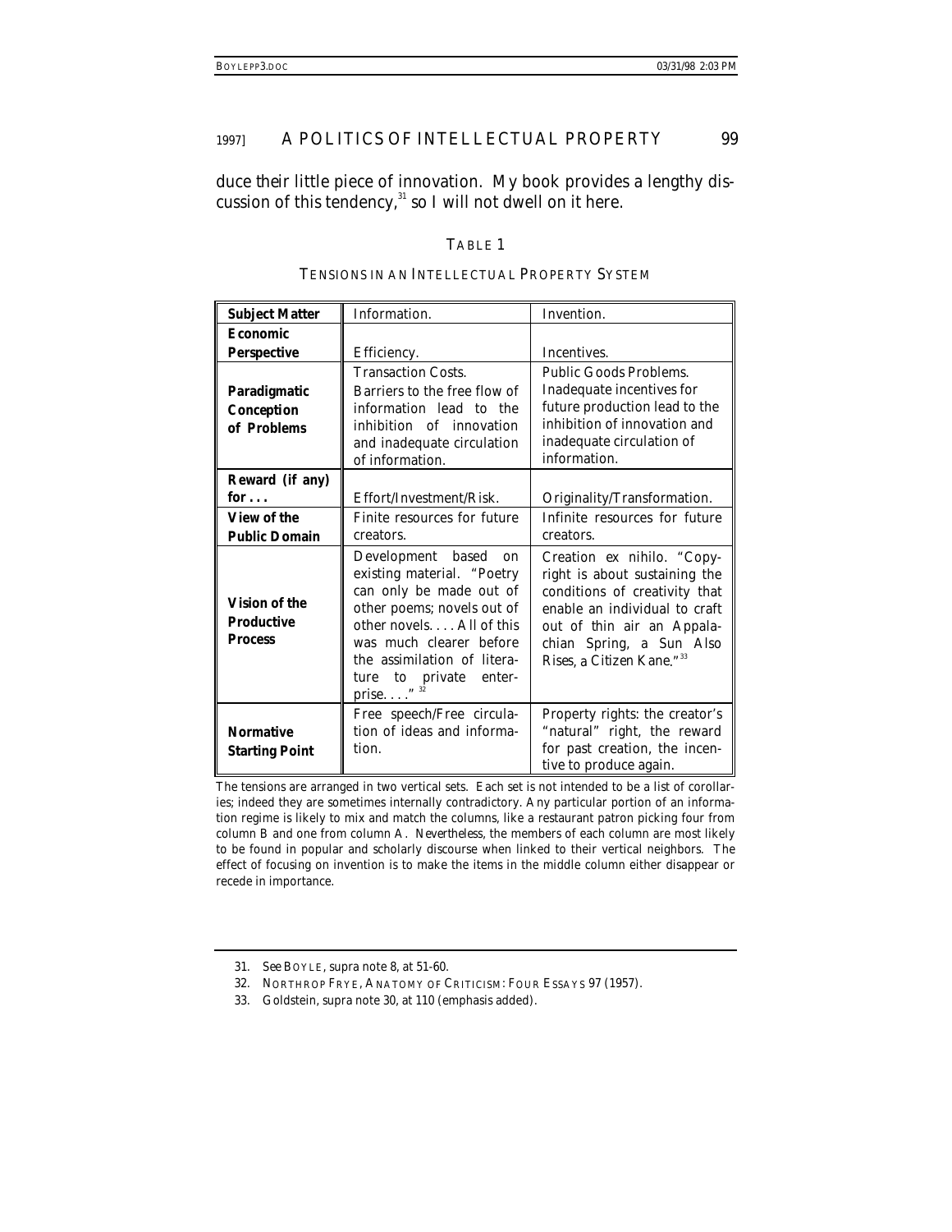duce their little piece of innovation. My book provides a lengthy discussion of this tendency,[31] so I will not dwell on it here.

TABLE 1

TENSIONS IN AN INTELLECTUAL PROPERTY SYSTEM

| **Subject Matter** | Information. | Invention. |
|---|---|---|
| **Economic Perspective** | Efficiency. | Incentives. |
| **Paradigmatic Conception of Problems** | Transaction Costs. Barriers to the free flow of information lead to the inhibition of innovation and inadequate circulation of information. | Public Goods Problems. Inadequate incentives for future production lead to the inhibition of innovation and inadequate circulation of information. |
| **Reward (if any) for . . .** | Effort/Investment/Risk. | Originality/Transformation. |
| **View of the Public Domain** | Finite resources for future creators. | Infinite resources for future creators. |
| **Vision of the Productive Process** | Development based on existing material. "Poetry can only be made out of other poems; novels out of other novels. . . . All of this was much clearer before the assimilation of literature to private enterprise. . . ."[32] | Creation *ex nihilo*. "Copyright is about sustaining the conditions of creativity that enable an individual to craft *out of thin air* an Appalachian Spring, a Sun Also Rises, a Citizen Kane."[33] |
| **Normative Starting Point** | Free speech/Free circulation of ideas and information. | Property rights: the creator's "natural" right, the reward for past creation, the incentive to produce again. |

The tensions are arranged in two vertical sets. Each set is not intended to be a list of corollaries; indeed they are sometimes internally contradictory. Any particular portion of an information regime is likely to mix and match the columns, like a restaurant patron picking four from column B and one from column A. Nevertheless, the members of each column are most likely to be found in popular and scholarly discourse when linked to their vertical neighbors. The effect of focusing on invention is to make the items in the middle column either disappear or recede in importance.

---

31. *See* BOYLE, *supra* note 8, at 51-60.

32. NORTHROP FRYE, ANATOMY OF CRITICISM: FOUR ESSAYS 97 (1957).

33. Goldstein, *supra* note 30, at 110 (emphasis added).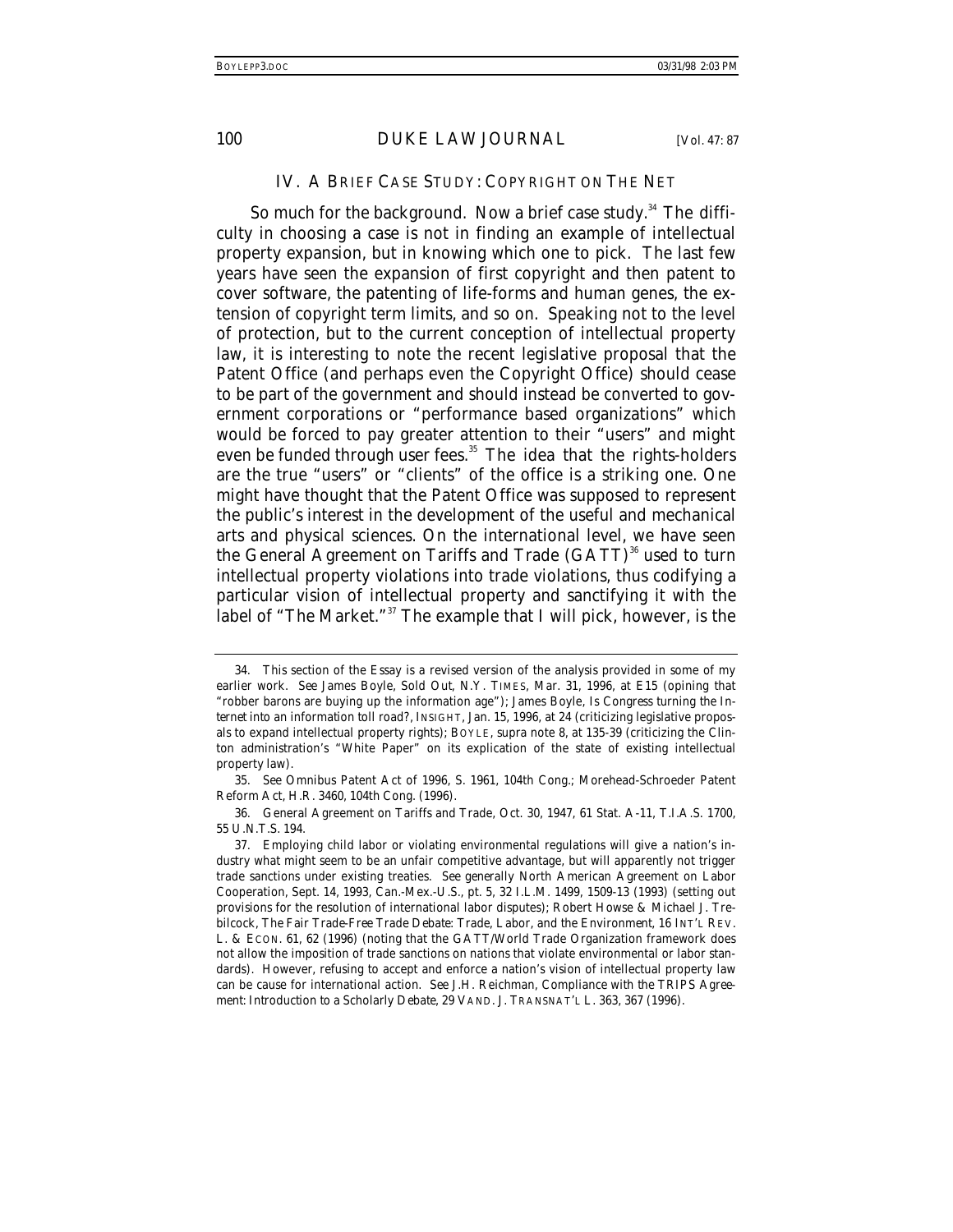## IV. A Brief Case Study: Copyright on the Net

So much for the background. Now a brief case study.[34] The difficulty in choosing a case is not in finding an example of intellectual property expansion, but in knowing which one to pick. The last few years have seen the expansion of first copyright and then patent to cover software, the patenting of life-forms and human genes, the extension of copyright term limits, and so on. Speaking not to the level of protection, but to the current conception of intellectual property law, it is interesting to note the recent legislative proposal that the Patent Office (and perhaps even the Copyright Office) should cease to be part of the government and should instead be converted to government corporations or "performance based organizations" which would be forced to pay greater attention to their "users" and might even be funded through user fees.[35] The idea that the rights-holders are the true "users" or "clients" of the office is a striking one. One might have thought that the Patent Office was supposed to represent the public's interest in the development of the useful and mechanical arts and physical sciences. On the international level, we have seen the General Agreement on Tariffs and Trade (GATT)[36] used to turn intellectual property violations into trade violations, thus codifying a particular vision of intellectual property and sanctifying it with the label of "The Market."[37] The example that I will pick, however, is the

---

34. This section of the Essay is a revised version of the analysis provided in some of my earlier work. *See* James Boyle, *Sold Out*, N.Y. TIMES, Mar. 31, 1996, at E15 (opining that "robber barons are buying up the information age"); James Boyle, *Is Congress turning the Internet into an information toll road?*, INSIGHT, Jan. 15, 1996, at 24 (criticizing legislative proposals to expand intellectual property rights); BOYLE, *supra* note 8, at 135-39 (criticizing the Clinton administration's "White Paper" on its explication of the state of existing intellectual property law).

35. *See* Omnibus Patent Act of 1996, S. 1961, 104th Cong.; Morehead-Schroeder Patent Reform Act, H.R. 3460, 104th Cong. (1996).

36. General Agreement on Tariffs and Trade, Oct. 30, 1947, 61 Stat. A-11, T.I.A.S. 1700, 55 U.N.T.S. 194.

37. Employing child labor or violating environmental regulations will give a nation's industry what might seem to be an unfair competitive advantage, but will apparently not trigger trade sanctions under existing treaties. *See generally* North American Agreement on Labor Cooperation, Sept. 14, 1993, Can.-Mex.-U.S., pt. 5, 32 I.L.M. 1499, 1509-13 (1993) (setting out provisions for the resolution of international labor disputes); Robert Howse & Michael J. Trebilcock, *The Fair Trade-Free Trade Debate: Trade, Labor, and the Environment*, 16 INT'L REV. L. & ECON. 61, 62 (1996) (noting that the GATT/World Trade Organization framework does not allow the imposition of trade sanctions on nations that violate environmental or labor standards). However, refusing to accept and enforce a nation's vision of intellectual property law can be cause for international action. *See* J.H. Reichman, *Compliance with the TRIPS Agreement: Introduction to a Scholarly Debate*, 29 VAND. J. TRANSNAT'L L. 363, 367 (1996).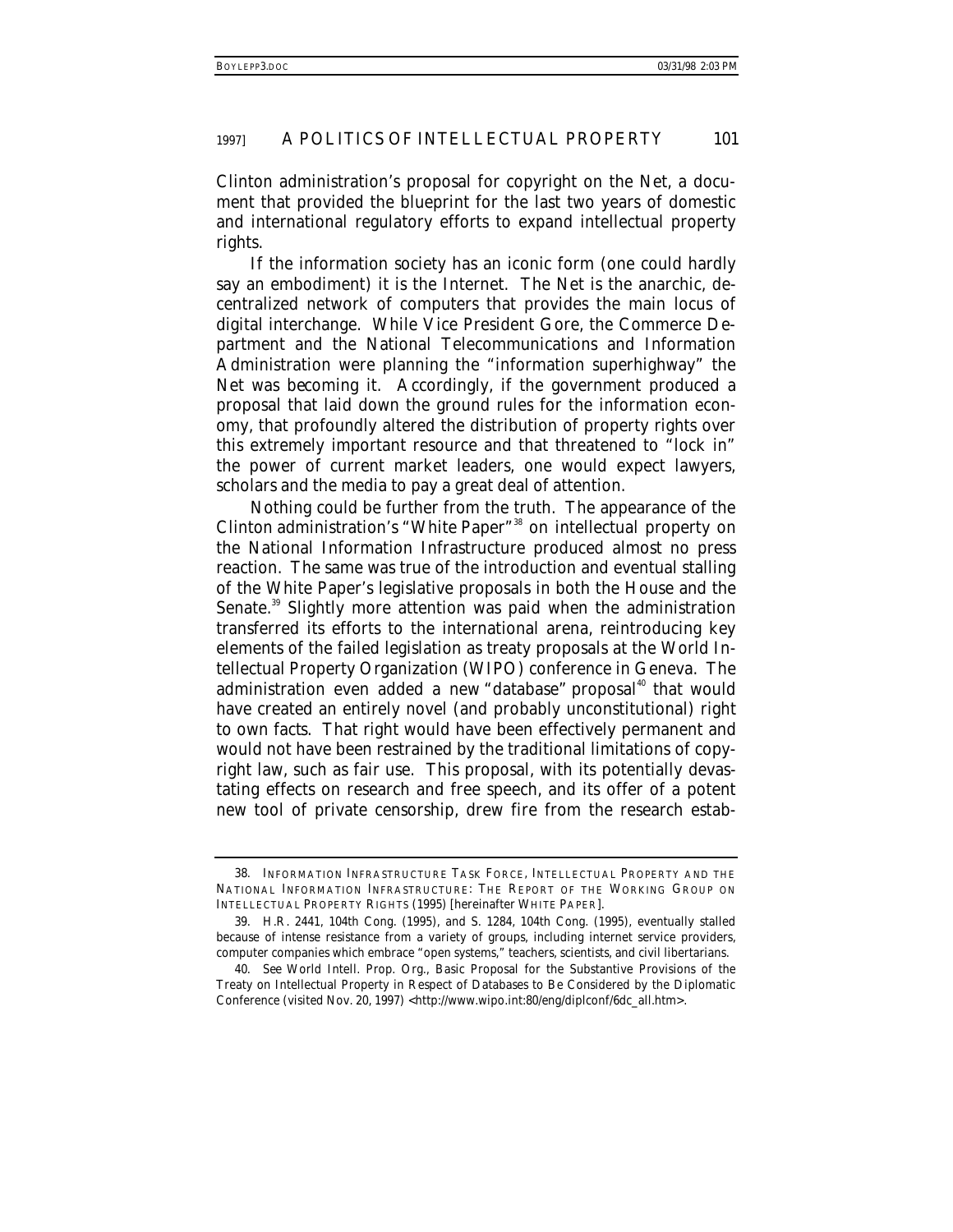Clinton administration's proposal for copyright on the Net, a document that provided the blueprint for the last two years of domestic and international regulatory efforts to expand intellectual property rights.

If the information society has an iconic form (one could hardly say an embodiment) it is the Internet. The Net is the anarchic, decentralized network of computers that provides the main locus of digital interchange. While Vice President Gore, the Commerce Department and the National Telecommunications and Information Administration were planning the "information superhighway" the Net was *becoming* it. Accordingly, if the government produced a proposal that laid down the ground rules for the information economy, that profoundly altered the distribution of property rights over this extremely important resource and that threatened to "lock in" the power of current market leaders, one would expect lawyers, scholars and the media to pay a great deal of attention.

Nothing could be further from the truth. The appearance of the Clinton administration's "White Paper"[38] on intellectual property on the National Information Infrastructure produced almost no press reaction. The same was true of the introduction and eventual stalling of the White Paper's legislative proposals in both the House and the Senate.[39] Slightly more attention was paid when the administration transferred its efforts to the international arena, reintroducing key elements of the failed legislation as treaty proposals at the World Intellectual Property Organization (WIPO) conference in Geneva. The administration even added a new "database" proposal[40] that would have created an entirely novel (and probably unconstitutional) right to own facts. That right would have been effectively permanent and would not have been restrained by the traditional limitations of copyright law, such as fair use. This proposal, with its potentially devastating effects on research and free speech, and its offer of a potent new tool of private censorship, drew fire from the research estab-

---

38. INFORMATION INFRASTRUCTURE TASK FORCE, INTELLECTUAL PROPERTY AND THE NATIONAL INFORMATION INFRASTRUCTURE: THE REPORT OF THE WORKING GROUP ON INTELLECTUAL PROPERTY RIGHTS (1995) [hereinafter WHITE PAPER].

39. H.R. 2441, 104th Cong. (1995), and S. 1284, 104th Cong. (1995), eventually stalled because of intense resistance from a variety of groups, including internet service providers, computer companies which embrace "open systems," teachers, scientists, and civil libertarians.

40. *See* World Intell. Prop. Org., Basic Proposal for the Substantive Provisions of the Treaty on Intellectual Property in Respect of Databases to Be Considered by the Diplomatic Conference (visited Nov. 20, 1997) <http://www.wipo.int:80/eng/diplconf/6dc_all.htm>.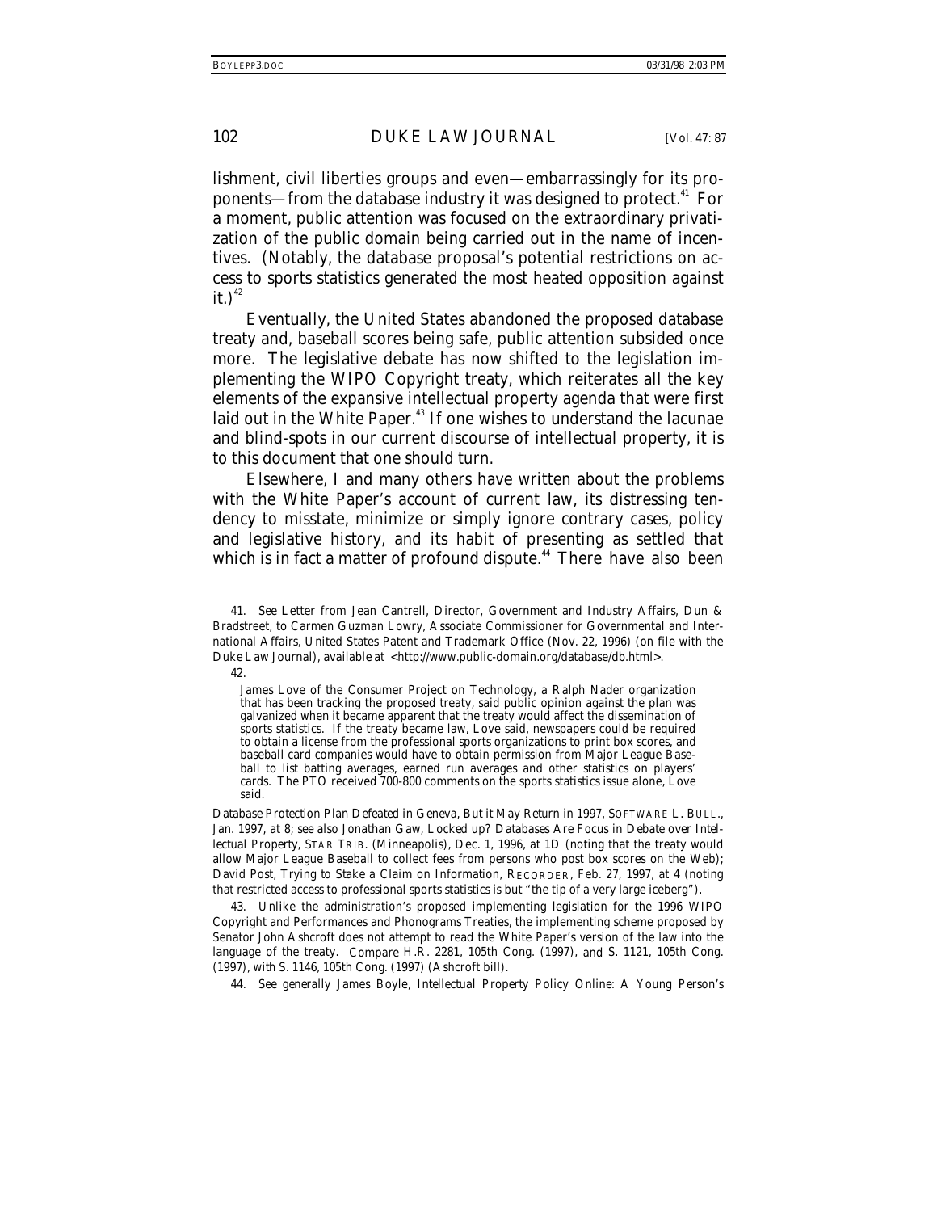lishment, civil liberties groups and even—embarrassingly for its proponents—from the database industry it was designed to protect.[41] For a moment, public attention was focused on the extraordinary privatization of the public domain being carried out in the name of incentives. (Notably, the database proposal's potential restrictions on access to sports statistics generated the most heated opposition against it.)[42]

Eventually, the United States abandoned the proposed database treaty and, baseball scores being safe, public attention subsided once more. The legislative debate has now shifted to the legislation implementing the WIPO Copyright treaty, which reiterates all the key elements of the expansive intellectual property agenda that were first laid out in the White Paper.[43] If one wishes to understand the lacunae and blind-spots in our current discourse of intellectual property, it is to this document that one should turn.

Elsewhere, I and many others have written about the problems with the White Paper's account of current law, its distressing tendency to misstate, minimize or simply ignore contrary cases, policy and legislative history, and its habit of presenting as settled that which is in fact a matter of profound dispute.[44] There have also been

---

41. *See* Letter from Jean Cantrell, Director, Government and Industry Affairs, Dun & Bradstreet, to Carmen Guzman Lowry, Associate Commissioner for Governmental and International Affairs, United States Patent and Trademark Office (Nov. 22, 1996) (on file with the *Duke Law Journal*), *available at* <http://www.public-domain.org/database/db.html>.

42.

> James Love of the Consumer Project on Technology, a Ralph Nader organization that has been tracking the proposed treaty, said public opinion against the plan was galvanized when it became apparent that the treaty would affect the dissemination of sports statistics. If the treaty became law, Love said, newspapers could be required to obtain a license from the professional sports organizations to print box scores, and baseball card companies would have to obtain permission from Major League Baseball to list batting averages, earned run averages and other statistics on players' cards. The PTO received 700-800 comments on the sports statistics issue alone, Love said.

*Database Protection Plan Defeated in Geneva, But it May Return in 1997*, SOFTWARE L. BULL., Jan. 1997, at 8; *see also* Jonathan Gaw, *Locked up? Databases Are Focus in Debate over Intellectual Property*, STAR TRIB. (Minneapolis), Dec. 1, 1996, at 1D (noting that the treaty would allow Major League Baseball to collect fees from persons who post box scores on the Web); David Post, *Trying to Stake a Claim on Information*, RECORDER, Feb. 27, 1997, at 4 (noting that restricted access to professional sports statistics is but "the tip of a very large iceberg").

43. Unlike the administration's proposed implementing legislation for the 1996 WIPO Copyright and Performances and Phonograms Treaties, the implementing scheme proposed by Senator John Ashcroft does not attempt to read the White Paper's version of the law into the language of the treaty. *Compare* H.R. 2281, 105th Cong. (1997), *and* S. 1121, 105th Cong. (1997), *with* S. 1146, 105th Cong. (1997) (Ashcroft bill).

44. *See generally* James Boyle, *Intellectual Property Policy Online: A Young Person's*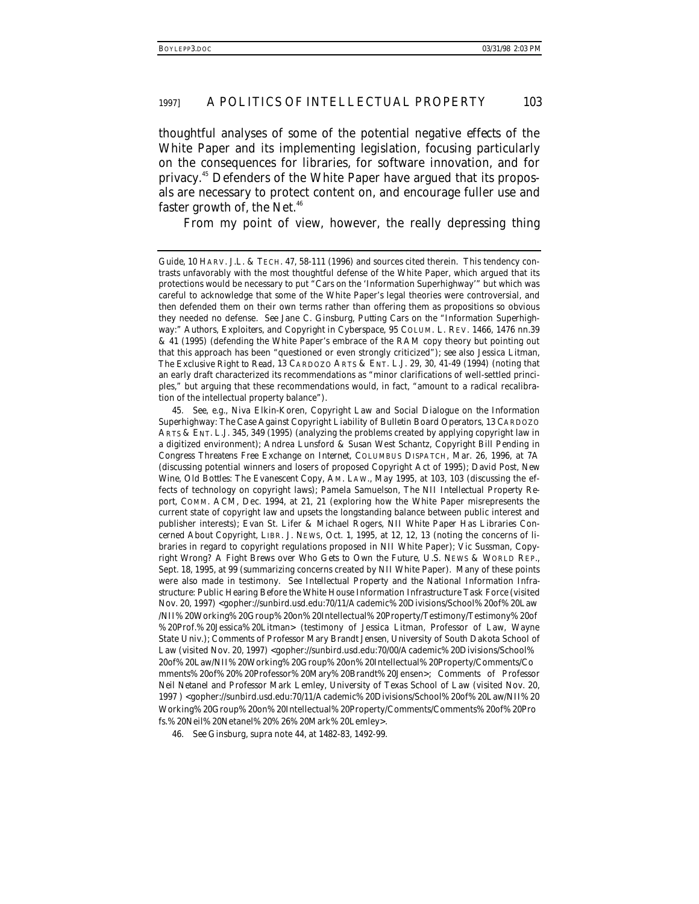thoughtful analyses of some of the potential negative effects of the White Paper and its implementing legislation, focusing particularly on the consequences for libraries, for software innovation, and for privacy.[45] Defenders of the White Paper have argued that its proposals are necessary to protect content on, and encourage fuller use and faster growth of, the Net.[46]

From my point of view, however, the really depressing thing

---

*Guide*, 10 HARV. J.L. & TECH. 47, 58-111 (1996) and sources cited therein. This tendency contrasts unfavorably with the most thoughtful defense of the White Paper, which argued that its protections would be necessary to put "Cars on the 'Information Superhighway'" but which was careful to acknowledge that some of the White Paper's legal theories were controversial, and then defended them on their own terms rather than offering them as propositions so obvious they needed no defense. *See* Jane C. Ginsburg, *Putting Cars on the "Information Superhighway:" Authors, Exploiters, and Copyright in Cyberspace*, 95 COLUM. L. REV. 1466, 1476 nn.39 & 41 (1995) (defending the White Paper's embrace of the RAM copy theory but pointing out that this approach has been "questioned or even strongly criticized"); *see also* Jessica Litman, *The Exclusive Right to Read*, 13 CARDOZO ARTS & ENT. L.J. 29, 30, 41-49 (1994) (noting that an early draft characterized its recommendations as "minor clarifications of well-settled principles," but arguing that these recommendations would, in fact, "amount to a radical recalibration of the intellectual property balance").

45. *See, e.g.*, Niva Elkin-Koren, *Copyright Law and Social Dialogue on the Information Superhighway: The Case Against Copyright Liability of Bulletin Board Operators*, 13 CARDOZO ARTS & ENT. L.J. 345, 349 (1995) (analyzing the problems created by applying copyright law in a digitized environment); Andrea Lunsford & Susan West Schantz, *Copyright Bill Pending in Congress Threatens Free Exchange on Internet*, COLUMBUS DISPATCH, Mar. 26, 1996, at 7A (discussing potential winners and losers of proposed Copyright Act of 1995); David Post, *New Wine, Old Bottles: The Evanescent Copy*, AM. LAW., May 1995, at 103, 103 (discussing the effects of technology on copyright laws); Pamela Samuelson, *The NII Intellectual Property Report*, COMM. ACM, Dec. 1994, at 21, 21 (exploring how the White Paper misrepresents the current state of copyright law and upsets the longstanding balance between public interest and publisher interests); Evan St. Lifer & Michael Rogers, *NII White Paper Has Libraries Concerned About Copyright*, LIBR. J. NEWS, Oct. 1, 1995, at 12, 12, 13 (noting the concerns of libraries in regard to copyright regulations proposed in NII White Paper); Vic Sussman, *Copyright Wrong? A Fight Brews over Who Gets to Own the Future*, U.S. NEWS & WORLD REP., Sept. 18, 1995, at 99 (summarizing concerns created by NII White Paper). Many of these points were also made in testimony. *See Intellectual Property and the National Information Infrastructure: Public Hearing Before the White House Information Infrastructure Task Force* (visited Nov. 20, 1997) <gopher://sunbird.usd.edu:70/11/Academic%20Divisions/School%20of%20Law/NII%20Working%20Group%20on%20Intellectual%20Property/Testimony/Testimony%20of%20Prof.%20Jessica%20Litman> (testimony of Jessica Litman, Professor of Law, Wayne State Univ.); *Comments of Professor Mary Brandt Jensen, University of South Dakota School of Law* (visited Nov. 20, 1997) <gopher://sunbird.usd.edu:70/00/Academic%20Divisions/School%20of%20Law/NII%20Working%20Group%20on%20Intellectual%20Property/Comments/Comments%20of%20%20Professor%20Mary%20Brandt%20Jensen>; *Comments of Professor Neil Netanel and Professor Mark Lemley, University of Texas School of Law* (visited Nov. 20, 1997 ) <gopher://sunbird.usd.edu:70/11/Academic%20Divisions/School%20of%20Law/NII%20Working%20Group%20on%20Intellectual%20Property/Comments/Comments%20of%20Profs.%20Neil%20Netanel%20%26%20Mark%20Lemley>.

46. *See* Ginsburg, *supra* note 44, at 1482-83, 1492-99.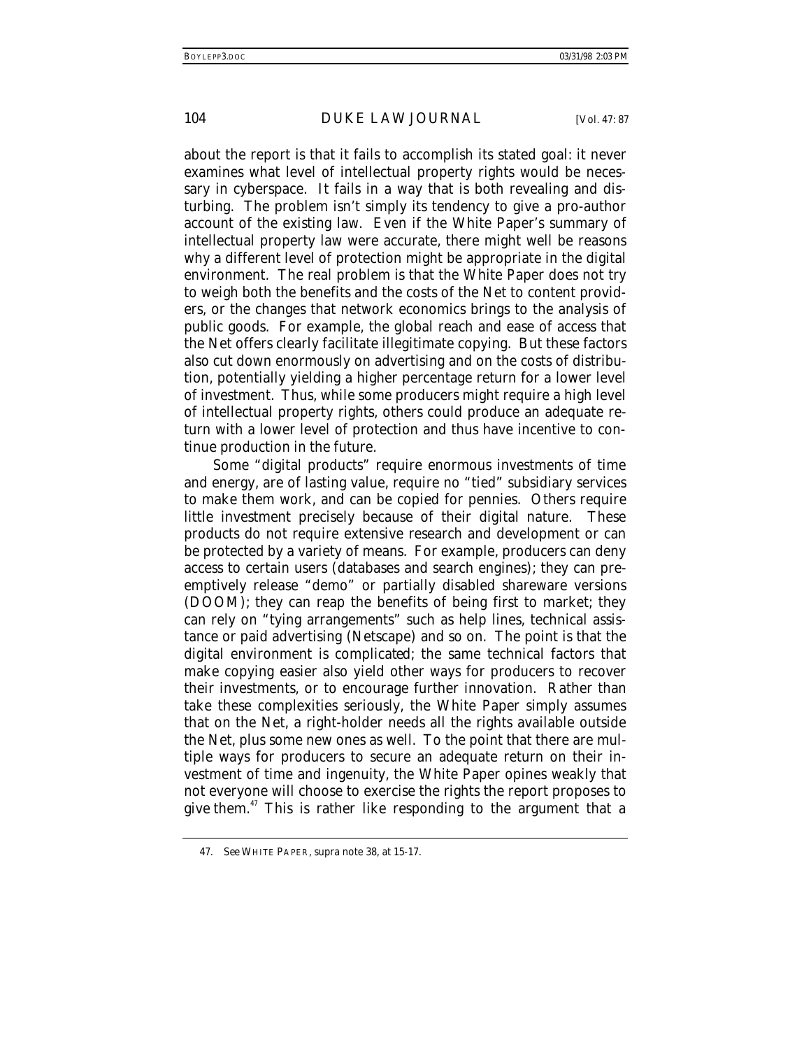about the report is that it fails to accomplish its stated goal: it never examines what level of intellectual property rights would be necessary in cyberspace. It fails in a way that is both revealing and disturbing. The problem isn't simply its tendency to give a pro-author account of the existing law. Even if the White Paper's summary of intellectual property law were accurate, there might well be reasons why a different level of protection might be appropriate in the digital environment. The real problem is that the White Paper does not try to weigh both the benefits and the costs of the Net to content providers, or the changes that network economics brings to the analysis of public goods. For example, the global reach and ease of access that the Net offers clearly facilitate illegitimate copying. But these factors also cut down enormously on advertising and on the costs of distribution, potentially yielding a higher percentage return for a lower level of investment. Thus, while some producers might require a high level of intellectual property rights, others could produce an adequate return with a lower level of protection and thus have incentive to continue production in the future.

Some "digital products" require enormous investments of time and energy, are of lasting value, require no "tied" subsidiary services to make them work, and can be copied for pennies. Others require little investment precisely because of their digital nature. These products do not require extensive research and development or can be protected by a variety of means. For example, producers can deny access to certain users (databases and search engines); they can preemptively release "demo" or partially disabled shareware versions (DOOM); they can reap the benefits of being first to market; they can rely on "tying arrangements" such as help lines, technical assistance or paid advertising (Netscape) and so on. The point is that the digital environment is *complicated*; the same technical factors that make copying easier also yield other ways for producers to recover their investments, or to encourage further innovation. Rather than take these complexities seriously, the White Paper simply assumes that on the Net, a right-holder needs all the rights available outside the Net, plus some new ones as well. To the point that there are multiple ways for producers to secure an adequate return on their investment of time and ingenuity, the White Paper opines weakly that not everyone will choose to exercise the rights the report proposes to give them.[47] This is rather like responding to the argument that a

47. *See* WHITE PAPER, *supra* note 38, at 15-17.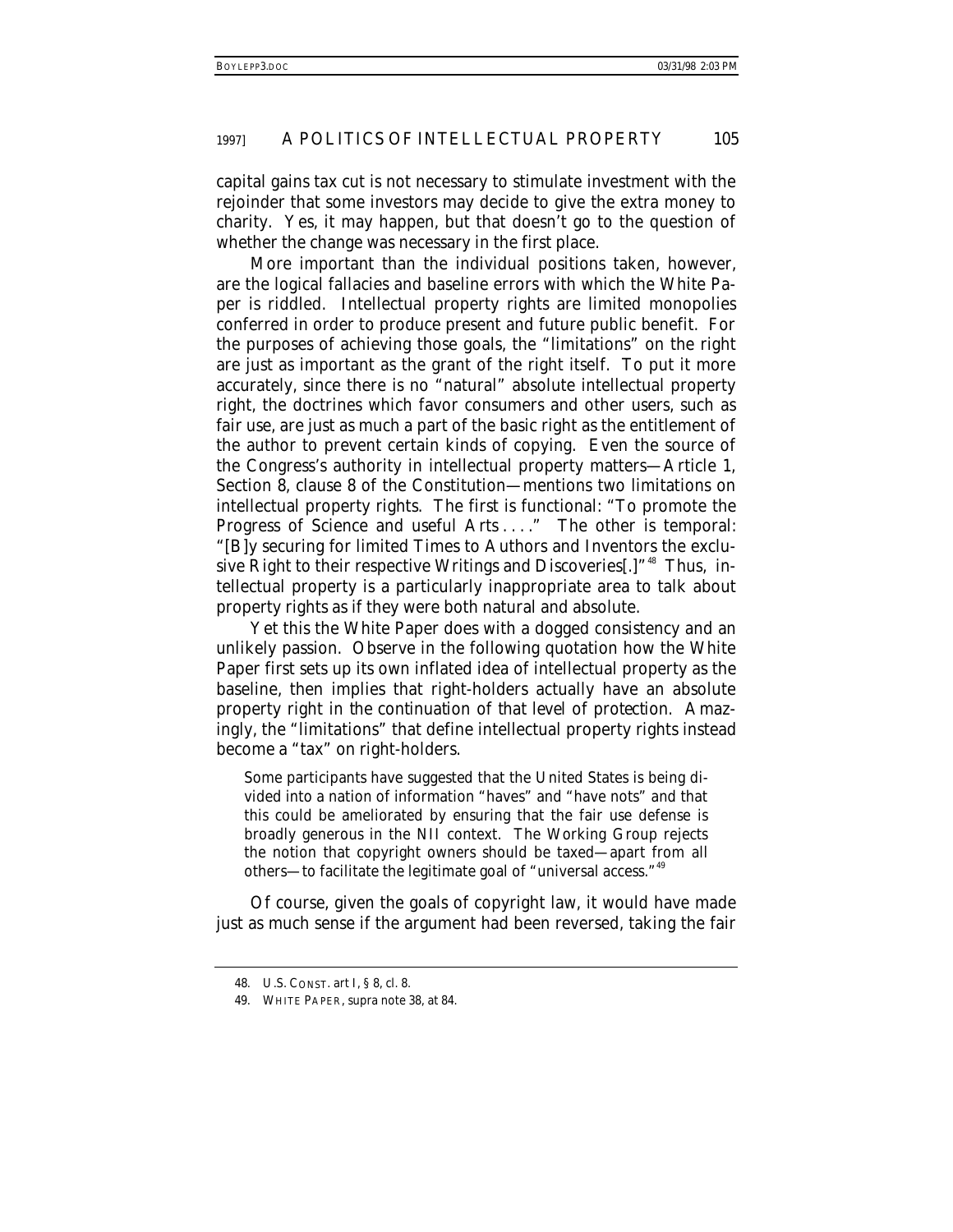capital gains tax cut is not necessary to stimulate investment with the rejoinder that some investors may decide to give the extra money to charity. Yes, it may happen, but that doesn't go to the question of whether the change was necessary in the first place.

More important than the individual positions taken, however, are the logical fallacies and baseline errors with which the White Paper is riddled. Intellectual property rights are limited monopolies conferred in order to produce present and future public benefit. For the purposes of achieving those goals, the "limitations" on the right are just as important as the grant of the right itself. To put it more accurately, since there is no "natural" absolute intellectual property right, the doctrines which favor consumers and other users, such as fair use, are just as much a part of the basic right as the entitlement of the author to prevent certain kinds of copying. Even the source of the Congress's authority in intellectual property matters—Article 1, Section 8, clause 8 of the Constitution—mentions two limitations on intellectual property rights. The first is functional: "To promote the Progress of Science and useful Arts . . . ." The other is temporal: "[B]y securing for limited Times to Authors and Inventors the exclusive Right to their respective Writings and Discoveries[.]"[48] Thus, intellectual property is a particularly inappropriate area to talk about property rights as if they were both natural and absolute.

Yet this the White Paper does with a dogged consistency and an unlikely passion. Observe in the following quotation how the White Paper first sets up its own inflated idea of intellectual property as the baseline, then implies that right-holders actually have an absolute property right in the continuation of *that level of protection*. Amazingly, the "limitations" that define intellectual property rights instead become a "tax" on right-holders.

> Some participants have suggested that the United States is being divided into a nation of information "haves" and "have nots" and that this could be ameliorated by ensuring that the fair use defense is broadly generous in the NII context. The Working Group rejects the notion that copyright owners should be taxed—apart from all others—to facilitate the legitimate goal of "universal access."[49]

Of course, given the goals of copyright law, it would have made just as much sense if the argument had been reversed, taking the fair

---

48. U.S. CONST. art I, § 8, cl. 8.

49. WHITE PAPER, *supra* note 38, at 84.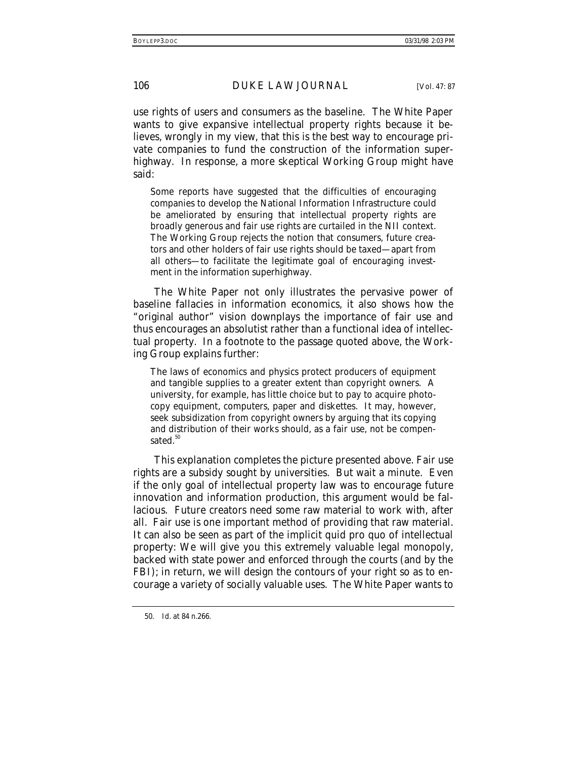use rights of users and consumers as the baseline. The White Paper wants to give expansive intellectual property rights because it believes, wrongly in my view, that this is the best way to encourage private companies to fund the construction of the information superhighway. In response, a more skeptical Working Group might have said:

> Some reports have suggested that the difficulties of encouraging companies to develop the National Information Infrastructure could be ameliorated by ensuring that intellectual property rights are broadly generous and fair use rights are curtailed in the NII context. The Working Group rejects the notion that consumers, future creators and other holders of fair use rights should be taxed—apart from all others—to facilitate the legitimate goal of encouraging investment in the information superhighway.

The White Paper not only illustrates the pervasive power of baseline fallacies in information economics, it also shows how the "original author" vision downplays the importance of fair use and thus encourages an absolutist rather than a functional idea of intellectual property. In a footnote to the passage quoted above, the Working Group explains further:

> The laws of economics and physics protect producers of equipment and tangible supplies to a greater extent than copyright owners. A university, for example, has little choice but to pay to acquire photocopy equipment, computers, paper and diskettes. It may, however, seek subsidization from copyright owners by arguing that its copying and distribution of their works should, as a fair use, not be compensated.[50]

This explanation completes the picture presented above. Fair use rights are a subsidy sought by universities. But wait a minute. Even if the only goal of intellectual property law was to encourage future innovation and information production, this argument would be fallacious. Future creators need some raw material to work with, after all. Fair use is one important method of providing that raw material. It can also be seen as part of the implicit quid pro quo of intellectual property: We will give you this extremely valuable legal monopoly, backed with state power and enforced through the courts (and by the FBI); in return, we will design the contours of your right so as to encourage a variety of socially valuable uses. The White Paper wants to

50. *Id.* at 84 n.266.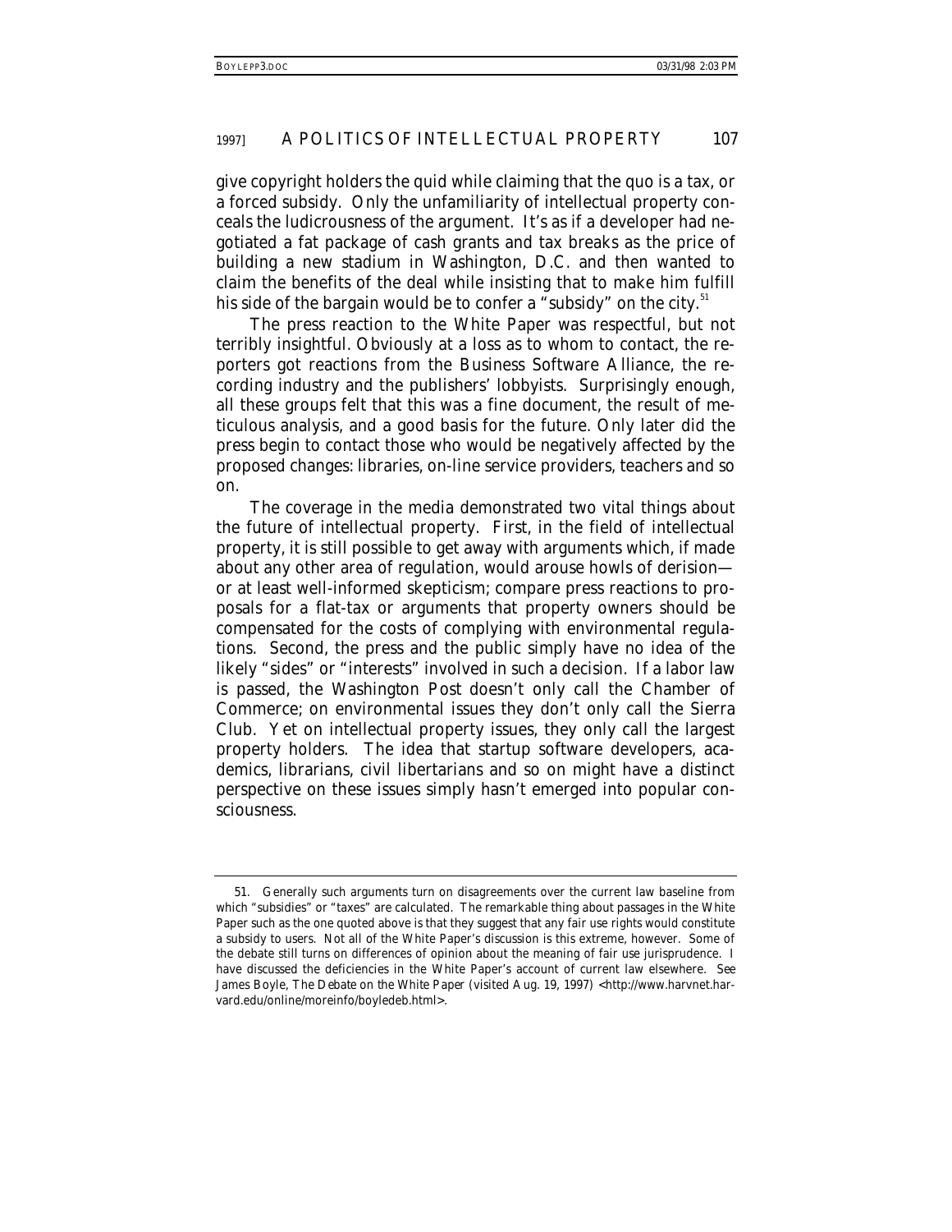give copyright holders the quid while claiming that the quo is a tax, or a forced subsidy. Only the unfamiliarity of intellectual property conceals the ludicrousness of the argument. It's as if a developer had negotiated a fat package of cash grants and tax breaks as the price of building a new stadium in Washington, D.C. and then wanted to claim the benefits of the deal while insisting that to make him fulfill his side of the bargain would be to confer a "subsidy" on the city.[51]

The press reaction to the White Paper was respectful, but not terribly insightful. Obviously at a loss as to whom to contact, the reporters got reactions from the Business Software Alliance, the recording industry and the publishers' lobbyists. Surprisingly enough, all these groups felt that this was a fine document, the result of meticulous analysis, and a good basis for the future. Only later did the press begin to contact those who would be negatively affected by the proposed changes: libraries, on-line service providers, teachers and so on.

The coverage in the media demonstrated two vital things about the future of intellectual property. First, in the field of intellectual property, it is still possible to get away with arguments which, if made about any other area of regulation, would arouse howls of derision—or at least well-informed skepticism; compare press reactions to proposals for a flat-tax or arguments that property owners should be compensated for the costs of complying with environmental regulations. Second, the press and the public simply have no idea of the likely "sides" or "interests" involved in such a decision. If a labor law is passed, the *Washington Post* doesn't only call the Chamber of Commerce; on environmental issues they don't only call the Sierra Club. Yet on intellectual property issues, they only call the largest property holders. The idea that startup software developers, academics, librarians, civil libertarians and so on might have a distinct perspective on these issues simply hasn't emerged into popular consciousness.

---

51. Generally such arguments turn on disagreements over the current law baseline from which "subsidies" or "taxes" are calculated. The remarkable thing about passages in the White Paper such as the one quoted above is that they suggest that any fair use rights would constitute a subsidy to users. Not all of the White Paper's discussion is this extreme, however. Some of the debate still turns on differences of opinion about the meaning of fair use jurisprudence. I have discussed the deficiencies in the White Paper's account of current law elsewhere. *See* James Boyle, *The Debate on the White Paper* (visited Aug. 19, 1997) <http://www.harvnet.harvard.edu/online/moreinfo/boyledeb.html>.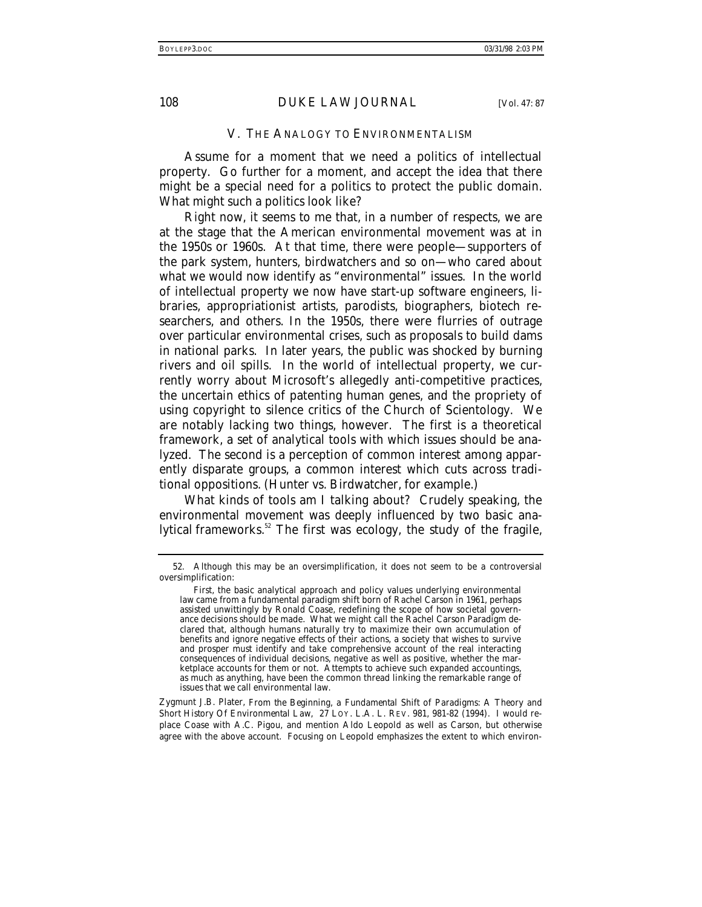## V. THE ANALOGY TO ENVIRONMENTALISM

Assume for a moment that we need a politics of intellectual property. Go further for a moment, and accept the idea that there might be a special need for a politics to protect the public domain. What might such a politics look like?

Right now, it seems to me that, in a number of respects, we are at the stage that the American environmental movement was at in the 1950s or 1960s. At that time, there were people—supporters of the park system, hunters, birdwatchers and so on—who cared about what we would now identify as "environmental" issues. In the world of intellectual property we now have start-up software engineers, libraries, appropriationist artists, parodists, biographers, biotech researchers, and others. In the 1950s, there were flurries of outrage over particular environmental crises, such as proposals to build dams in national parks. In later years, the public was shocked by burning rivers and oil spills. In the world of intellectual property, we currently worry about Microsoft's allegedly anti-competitive practices, the uncertain ethics of patenting human genes, and the propriety of using copyright to silence critics of the Church of Scientology. We are notably lacking two things, however. The first is a theoretical framework, a set of analytical tools with which issues should be analyzed. The second is a perception of common interest among apparently disparate groups, a common interest which cuts across traditional oppositions. (Hunter vs. Birdwatcher, for example.)

What kinds of tools am I talking about? Crudely speaking, the environmental movement was deeply influenced by two basic analytical frameworks.[52] The first was ecology, the study of the fragile,

---

52. Although this may be an oversimplification, it does not seem to be a controversial oversimplification:

> First, the basic analytical approach and policy values underlying environmental law came from a fundamental paradigm shift born of Rachel Carson in 1961, perhaps assisted unwittingly by Ronald Coase, redefining the scope of how societal governance decisions should be made. What we might call the Rachel Carson Paradigm declared that, although humans naturally try to maximize their own accumulation of benefits and ignore negative effects of their actions, a society that wishes to survive and prosper must identify and take comprehensive account of the real interacting consequences of individual decisions, negative as well as positive, whether the marketplace accounts for them or not. Attempts to achieve such expanded accountings, as much as anything, have been the common thread linking the remarkable range of issues that we call environmental law.

Zygmunt J.B. Plater, *From the Beginning, a Fundamental Shift of Paradigms: A Theory and Short History Of Environmental Law*, 27 LOY. L.A. L. REV. 981, 981-82 (1994). I would replace Coase with A.C. Pigou, and mention Aldo Leopold as well as Carson, but otherwise agree with the above account. Focusing on Leopold emphasizes the extent to which environ-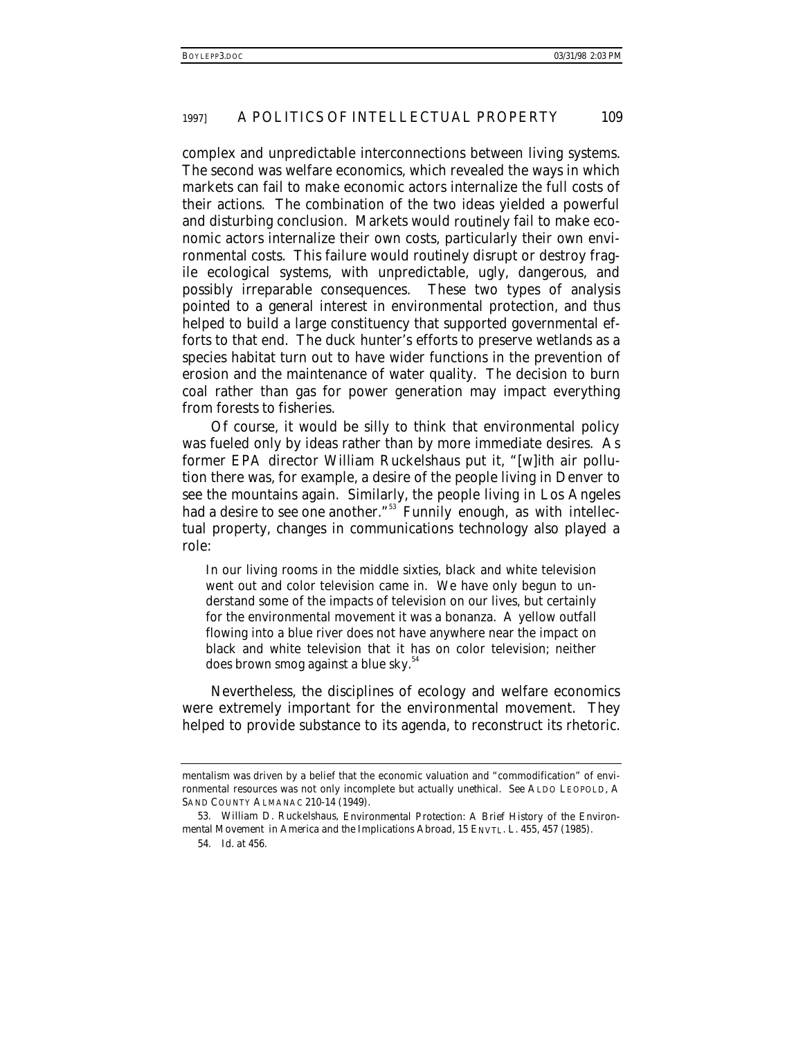complex and unpredictable interconnections between living systems. The second was welfare economics, which revealed the ways in which markets can fail to make economic actors internalize the full costs of their actions. The combination of the two ideas yielded a powerful and disturbing conclusion. Markets would *routinely* fail to make economic actors internalize their own costs, particularly their own environmental costs. This failure would routinely disrupt or destroy fragile ecological systems, with unpredictable, ugly, dangerous, and possibly irreparable consequences. These two types of analysis pointed to a general interest in environmental protection, and thus helped to build a large constituency that supported governmental efforts to that end. The duck hunter's efforts to preserve wetlands as a species habitat turn out to have wider functions in the prevention of erosion and the maintenance of water quality. The decision to burn coal rather than gas for power generation may impact everything from forests to fisheries.

Of course, it would be silly to think that environmental policy was fueled only by ideas rather than by more immediate desires. As former EPA director William Ruckelshaus put it, "[w]ith air pollution there was, for example, a desire of the people living in Denver to see the mountains again. Similarly, the people living in Los Angeles had a desire to see one another."[53] Funnily enough, as with intellectual property, changes in communications technology also played a role:

> In our living rooms in the middle sixties, black and white television went out and color television came in. We have only begun to understand some of the impacts of television on our lives, but certainly for the environmental movement it was a bonanza. A yellow outfall flowing into a blue river does not have anywhere near the impact on black and white television that it has on color television; neither does brown smog against a blue sky.[54]

Nevertheless, the disciplines of ecology and welfare economics were extremely important for the environmental movement. They helped to provide substance to its agenda, to reconstruct its rhetoric.

---

mentalism was driven by a belief that the economic valuation and "commodification" of environmental resources was not only incomplete but actually unethical. *See* ALDO LEOPOLD, A SAND COUNTY ALMANAC 210-14 (1949).

53. William D. Ruckelshaus, *Environmental Protection: A Brief History of the Environmental Movement in America and the Implications Abroad*, 15 ENVTL. L. 455, 457 (1985).

54. *Id.* at 456.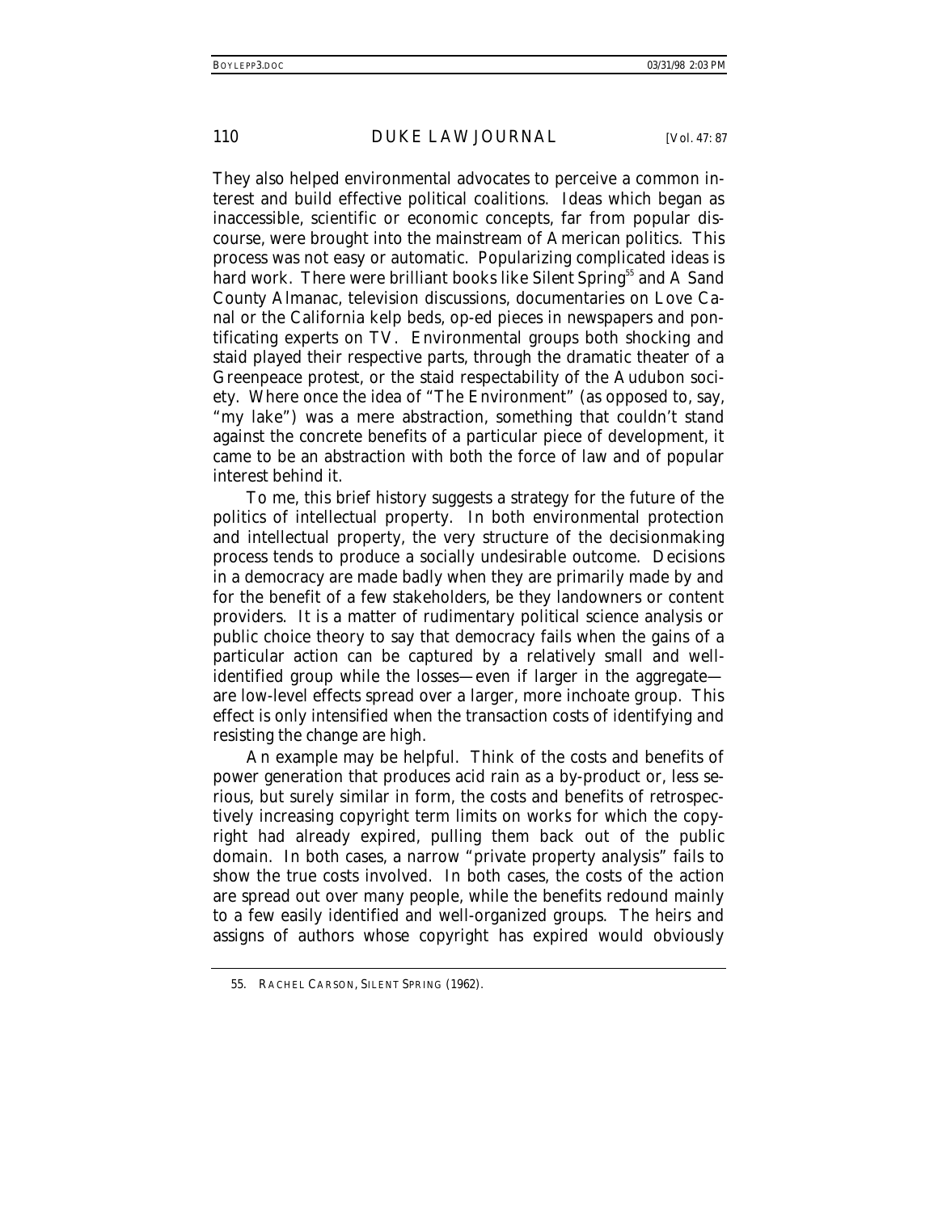They also helped environmental advocates to perceive a common interest and build effective political coalitions. Ideas which began as inaccessible, scientific or economic concepts, far from popular discourse, were brought into the mainstream of American politics. This process was not easy or automatic. Popularizing complicated ideas is hard work. There were brilliant books like *Silent Spring*[55] and *A Sand County Almanac*, television discussions, documentaries on Love Canal or the California kelp beds, op-ed pieces in newspapers and pontificating experts on TV. Environmental groups both shocking and staid played their respective parts, through the dramatic theater of a Greenpeace protest, or the staid respectability of the Audubon society. Where once the idea of "The Environment" (as opposed to, say, "my lake") was a mere abstraction, something that couldn't stand against the concrete benefits of a particular piece of development, it came to be an abstraction with both the force of law and of popular interest behind it.

To me, this brief history suggests a strategy for the future of the politics of intellectual property. In both environmental protection and intellectual property, the very structure of the decisionmaking process tends to produce a socially undesirable outcome. Decisions in a democracy are made badly when they are primarily made by and for the benefit of a few stakeholders, be they landowners or content providers. It is a matter of rudimentary political science analysis or public choice theory to say that democracy fails when the gains of a particular action can be captured by a relatively small and well-identified group while the losses—even if larger in the aggregate—are low-level effects spread over a larger, more inchoate group. This effect is only intensified when the transaction costs of identifying and resisting the change are high.

An example may be helpful. Think of the costs and benefits of power generation that produces acid rain as a by-product or, less serious, but surely similar in form, the costs and benefits of retrospectively increasing copyright term limits on works for which the copyright had already expired, pulling them back out of the public domain. In both cases, a narrow "private property analysis" fails to show the true costs involved. In both cases, the costs of the action are spread out over many people, while the benefits redound mainly to a few easily identified and well-organized groups. The heirs and assigns of authors whose copyright has expired would obviously

55. RACHEL CARSON, SILENT SPRING (1962).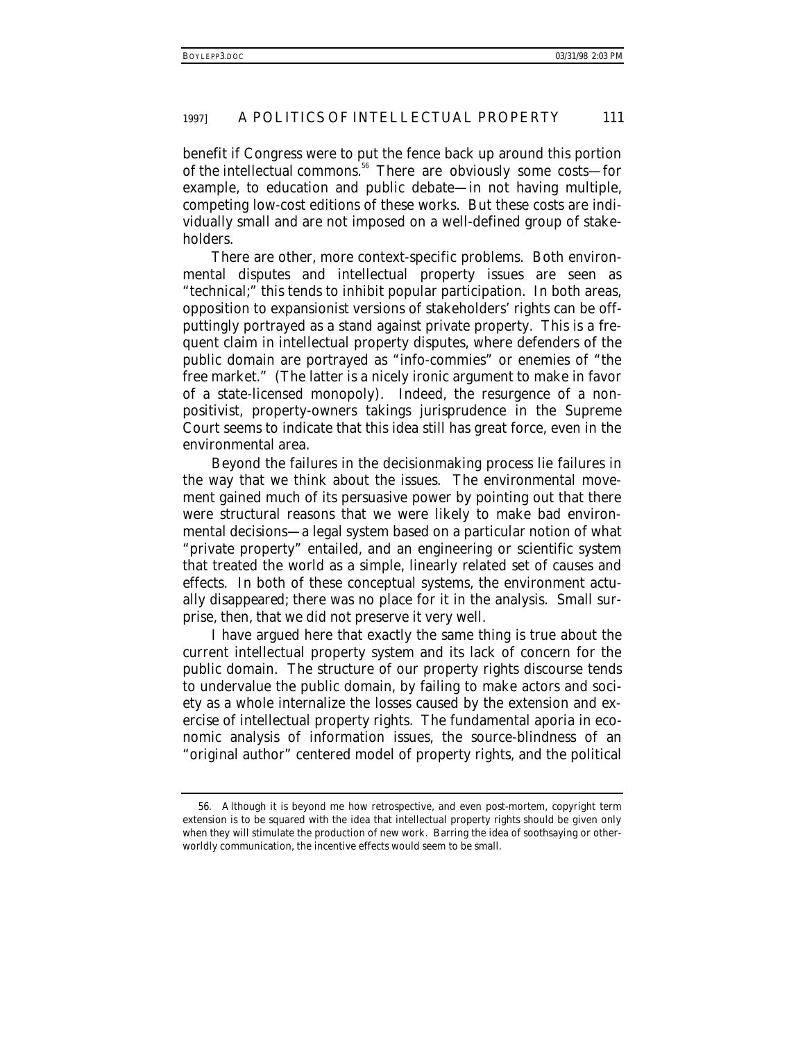benefit if Congress were to put the fence back up around this portion of the intellectual commons.[56] There are obviously some costs—for example, to education and public debate—in not having multiple, competing low-cost editions of these works. But these costs are individually small and are not imposed on a well-defined group of stakeholders.

There are other, more context-specific problems. Both environmental disputes and intellectual property issues are seen as "technical;" this tends to inhibit popular participation. In both areas, opposition to expansionist versions of stakeholders' rights can be off-puttingly portrayed as a stand against private property. This is a frequent claim in intellectual property disputes, where defenders of the public domain are portrayed as "info-commies" or enemies of "the free market." (The latter is a nicely ironic argument to make in favor of a state-licensed monopoly). Indeed, the resurgence of a non-positivist, property-owners takings jurisprudence in the Supreme Court seems to indicate that this idea still has great force, even in the environmental area.

Beyond the failures in the decisionmaking process lie failures in the way that we think about the issues. The environmental movement gained much of its persuasive power by pointing out that there were structural reasons that we were likely to make bad environmental decisions—a legal system based on a particular notion of what "private property" entailed, and an engineering or scientific system that treated the world as a simple, linearly related set of causes and effects. In both of these conceptual systems, the environment actually *disappeared*; there was no place for it in the analysis. Small surprise, then, that we did not preserve it very well.

I have argued here that exactly the same thing is true about the current intellectual property system and its lack of concern for the public domain. The structure of our property rights discourse tends to undervalue the public domain, by failing to make actors and society as a whole internalize the losses caused by the extension and exercise of intellectual property rights. The fundamental aporia in economic analysis of information issues, the source-blindness of an "original author" centered model of property rights, and the political

56. Although it is beyond me how retrospective, and even post-mortem, copyright term extension is to be squared with the idea that intellectual property rights should be given only when they will stimulate the production of new work. Barring the idea of soothsaying or otherworldly communication, the incentive effects would seem to be small.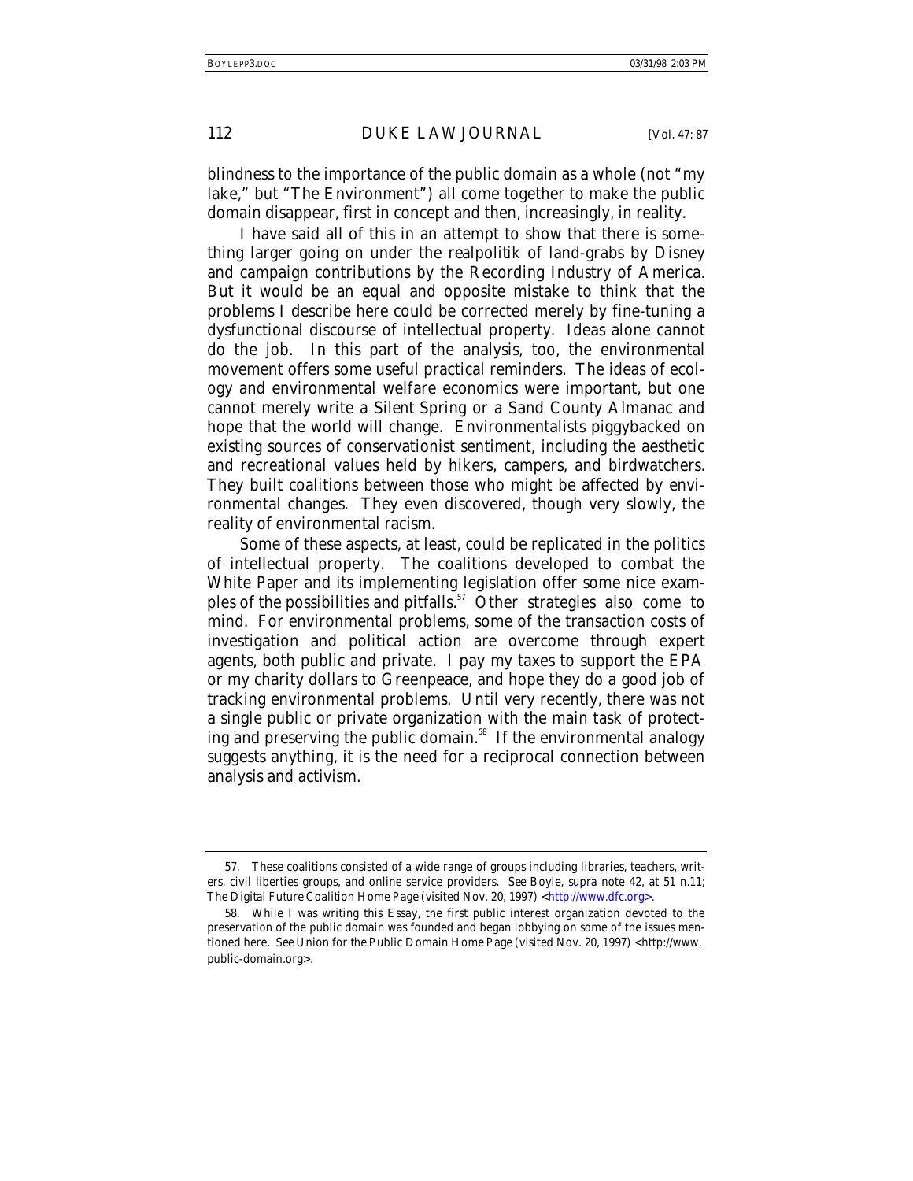blindness to the importance of the public domain as a whole (not "my lake," but "The Environment") all come together to make the public domain disappear, first in concept and then, increasingly, in reality.

I have said all of this in an attempt to show that there is something larger going on under the realpolitik of land-grabs by Disney and campaign contributions by the Recording Industry of America. But it would be an equal and opposite mistake to think that the problems I describe here could be corrected merely by fine-tuning a dysfunctional discourse of intellectual property. Ideas alone cannot do the job. In this part of the analysis, too, the environmental movement offers some useful practical reminders. The ideas of ecology and environmental welfare economics were important, but one cannot merely write a *Silent Spring* or a *Sand County Almanac* and hope that the world will change. Environmentalists piggybacked on existing sources of conservationist sentiment, including the aesthetic and recreational values held by hikers, campers, and birdwatchers. They built coalitions between those who might be affected by environmental changes. They even discovered, though very slowly, the reality of environmental racism.

Some of these aspects, at least, could be replicated in the politics of intellectual property. The coalitions developed to combat the White Paper and its implementing legislation offer some nice examples of the possibilities and pitfalls.[57] Other strategies also come to mind. For environmental problems, some of the transaction costs of investigation and political action are overcome through expert agents, both public and private. I pay my taxes to support the EPA or my charity dollars to Greenpeace, and hope they do a good job of tracking environmental problems. Until very recently, there was not a single public or private organization with the main task of protecting and preserving the public domain.[58] If the environmental analogy suggests anything, it is the need for a reciprocal connection between analysis and activism.

---

57. These coalitions consisted of a wide range of groups including libraries, teachers, writers, civil liberties groups, and online service providers. *See* Boyle, *supra* note 42, at 51 n.11; The Digital Future Coalition Home Page (visited Nov. 20, 1997) <http://www.dfc.org>.

58. While I was writing this Essay, the first public interest organization devoted to the preservation of the public domain was founded and began lobbying on some of the issues mentioned here. *See* Union for the Public Domain Home Page (visited Nov. 20, 1997) <http://www.public-domain.org>.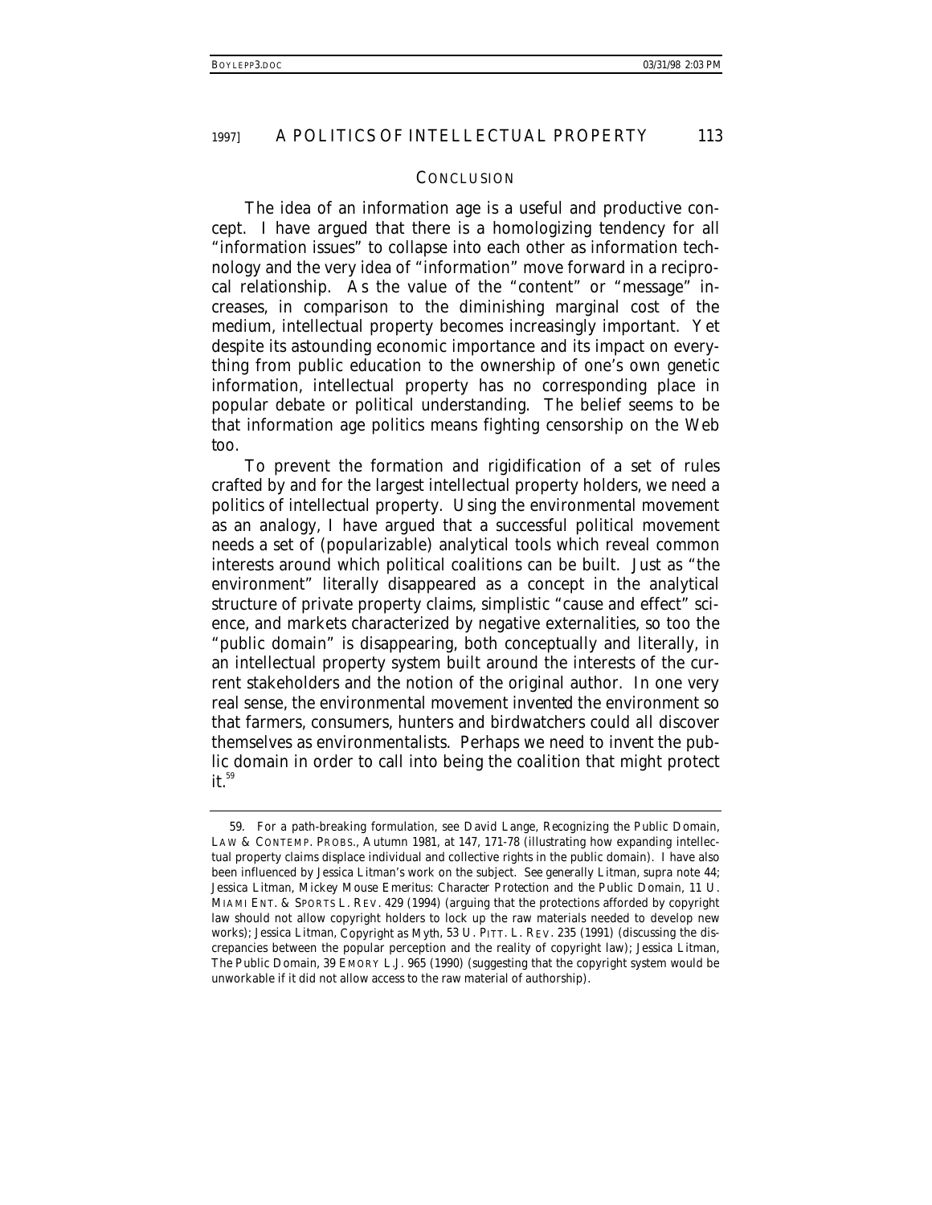## CONCLUSION

The idea of an information age is a useful and productive concept. I have argued that there is a homologizing tendency for all "information issues" to collapse into each other as information technology and the very idea of "information" move forward in a reciprocal relationship. As the value of the "content" or "message" increases, in comparison to the diminishing marginal cost of the medium, intellectual property becomes increasingly important. Yet despite its astounding economic importance and its impact on everything from public education to the ownership of one's own genetic information, intellectual property has no corresponding place in popular debate or political understanding. The belief seems to be that information age politics means fighting censorship on the Web too.

To prevent the formation and rigidification of a set of rules crafted by and for the largest intellectual property holders, we need a politics of intellectual property. Using the environmental movement as an analogy, I have argued that a successful political movement needs a set of (popularizable) analytical tools which reveal common interests around which political coalitions can be built. Just as "the environment" literally disappeared as a concept in the analytical structure of private property claims, simplistic "cause and effect" science, and markets characterized by negative externalities, so too the "public domain" is disappearing, both conceptually and literally, in an intellectual property system built around the interests of the current stakeholders and the notion of the original author. In one very real sense, the environmental movement *invented* the environment so that farmers, consumers, hunters and birdwatchers could all discover themselves as environmentalists. Perhaps we need to invent the public domain in order to call into being the coalition that might protect it.[59]

---

59. For a path-breaking formulation, see David Lange, *Recognizing the Public Domain*, LAW & CONTEMP. PROBS., Autumn 1981, at 147, 171-78 (illustrating how expanding intellectual property claims displace individual and collective rights in the public domain). I have also been influenced by Jessica Litman's work on the subject. *See generally* Litman, *supra* note 44; Jessica Litman, *Mickey Mouse Emeritus: Character Protection and the Public Domain*, 11 U. MIAMI ENT. & SPORTS L. REV. 429 (1994) (arguing that the protections afforded by copyright law should not allow copyright holders to lock up the raw materials needed to develop new works); Jessica Litman, *Copyright as Myth*, 53 U. PITT. L. REV. 235 (1991) (discussing the discrepancies between the popular perception and the reality of copyright law); Jessica Litman, *The Public Domain*, 39 EMORY L.J. 965 (1990) (suggesting that the copyright system would be unworkable if it did not allow access to the raw material of authorship).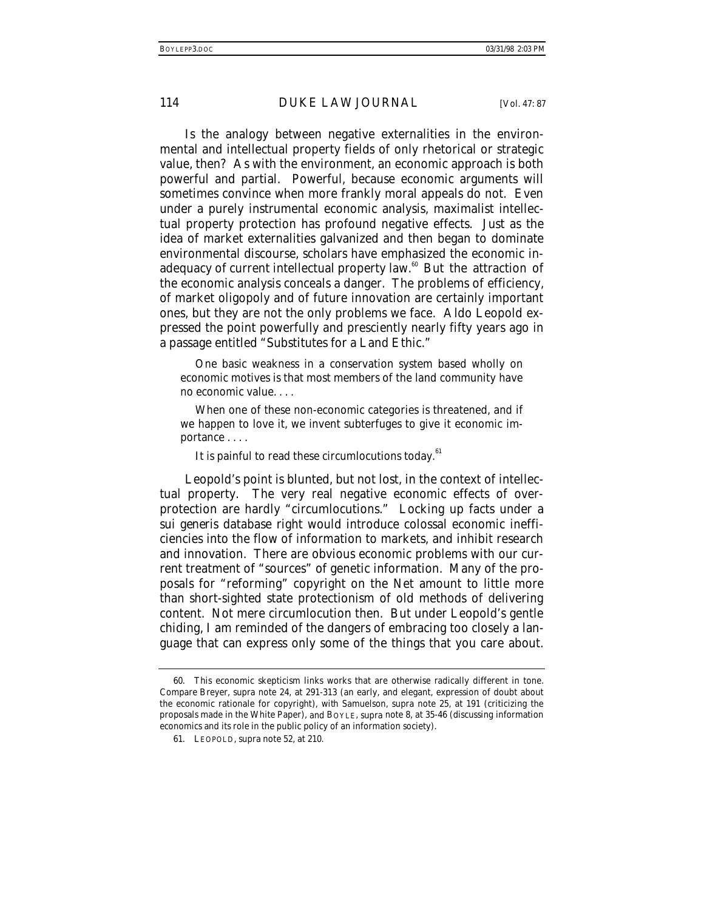Is the analogy between negative externalities in the environmental and intellectual property fields of only rhetorical or strategic value, then? As with the environment, an economic approach is both powerful and partial. Powerful, because economic arguments will sometimes convince when more frankly moral appeals do not. Even under a purely instrumental economic analysis, maximalist intellectual property protection has profound negative effects. Just as the idea of market externalities galvanized and then began to dominate environmental discourse, scholars have emphasized the economic inadequacy of current intellectual property law.[60] But the attraction of the economic analysis conceals a danger. The problems of efficiency, of market oligopoly and of future innovation are certainly important ones, but they are not the only problems we face. Aldo Leopold expressed the point powerfully and presciently nearly fifty years ago in a passage entitled "Substitutes for a Land Ethic."

> One basic weakness in a conservation system based wholly on economic motives is that most members of the land community have no economic value. . . .
>
> When one of these non-economic categories is threatened, and if we happen to love it, we invent subterfuges to give it economic importance . . . .
>
> It is painful to read these circumlocutions today.[61]

Leopold's point is blunted, but not lost, in the context of intellectual property. The very real negative economic effects of overprotection are hardly "circumlocutions." Locking up facts under a sui generis database right would introduce colossal economic inefficiencies into the flow of information to markets, and inhibit research and innovation. There are obvious economic problems with our current treatment of "sources" of genetic information. Many of the proposals for "reforming" copyright on the Net amount to little more than short-sighted state protectionism of old methods of delivering content. Not mere circumlocution then. But under Leopold's gentle chiding, I am reminded of the dangers of embracing too closely a language that can express only some of the things that you care about.

---

60. This economic skepticism links works that are otherwise radically different in tone. Compare Breyer, *supra* note 24, at 291-313 (an early, and elegant, expression of doubt about the economic rationale for copyright), *with* Samuelson, *supra* note 25, at 191 (criticizing the proposals made in the White Paper), *and* BOYLE, *supra* note 8, at 35-46 (discussing information economics and its role in the public policy of an information society).

61. LEOPOLD, *supra* note 52, at 210.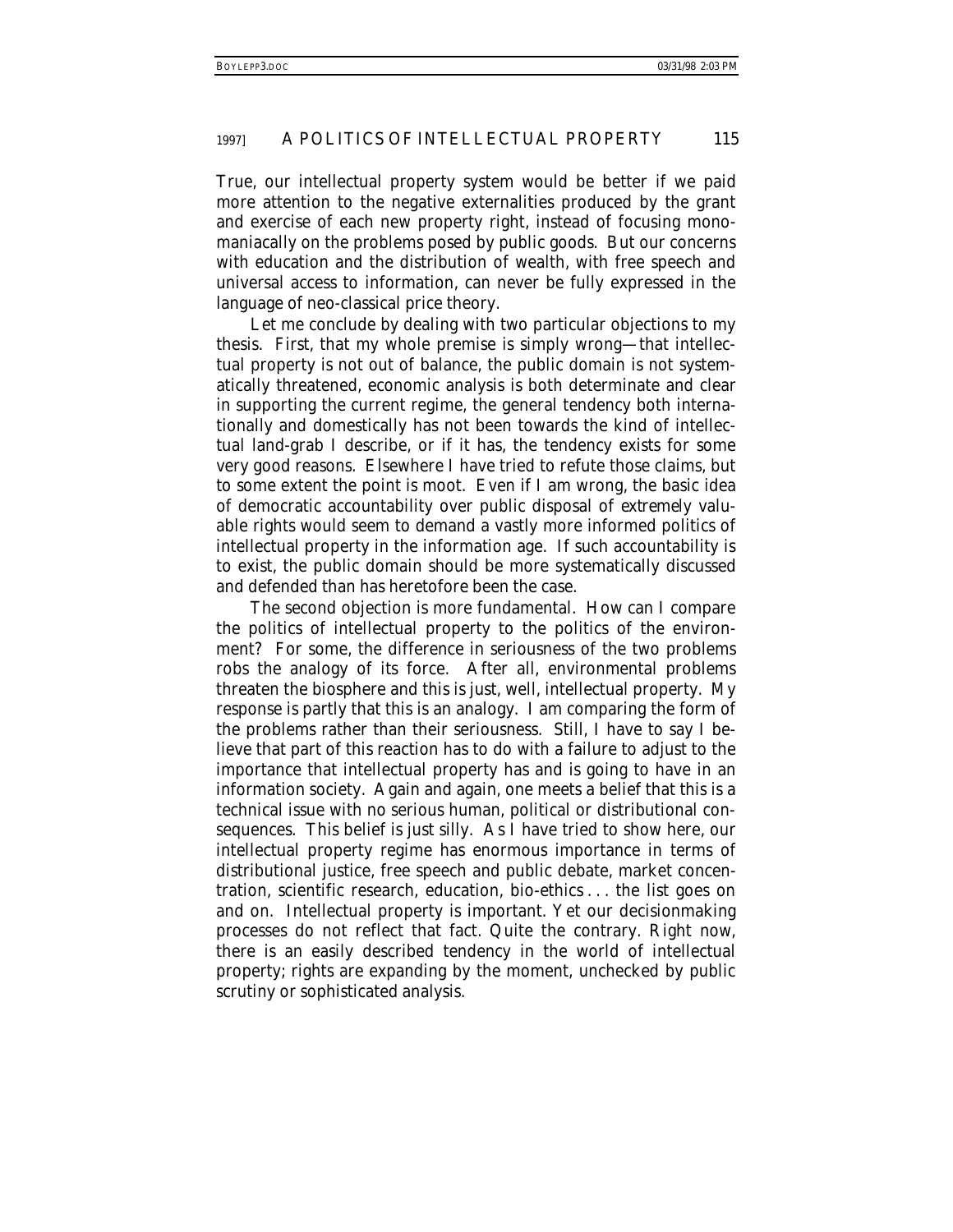True, our intellectual property system would be better if we paid more attention to the negative externalities produced by the grant and exercise of each new property right, instead of focusing monomaniacally on the problems posed by public goods. But our concerns with education and the distribution of wealth, with free speech and universal access to information, can never be fully expressed in the language of neo-classical price theory.

Let me conclude by dealing with two particular objections to my thesis. First, that my whole premise is simply wrong—that intellectual property is not out of balance, the public domain is not systematically threatened, economic analysis is both determinate and clear in supporting the current regime, the general tendency both internationally and domestically has not been towards the kind of intellectual land-grab I describe, or if it has, the tendency exists for some very good reasons. Elsewhere I have tried to refute those claims, but to some extent the point is moot. Even if I am wrong, the basic idea of democratic accountability over public disposal of *extremely* valuable rights would seem to demand a vastly more informed politics of intellectual property in the information age. If such accountability is to exist, the public domain should be more systematically discussed and defended than has heretofore been the case.

The second objection is more fundamental. How can I compare the politics of intellectual property to the politics of the environment? For some, the difference in seriousness of the two problems robs the analogy of its force. After all, environmental problems threaten the biosphere and this is just, well, intellectual property. My response is partly that this is an analogy. I am comparing the form of the problems rather than their seriousness. Still, I have to say I believe that part of this reaction has to do with a failure to adjust to the importance that intellectual property has and is going to have in an information society. Again and again, one meets a belief that this is a technical issue with no serious human, political or distributional consequences. This belief is just silly. As I have tried to show here, our intellectual property regime has enormous importance in terms of distributional justice, free speech and public debate, market concentration, scientific research, education, bio-ethics . . . the list goes on and on. Intellectual property is important. Yet our decisionmaking processes do not reflect that fact. Quite the contrary. Right now, there is an easily described tendency in the world of intellectual property; rights are expanding by the moment, unchecked by public scrutiny or sophisticated analysis.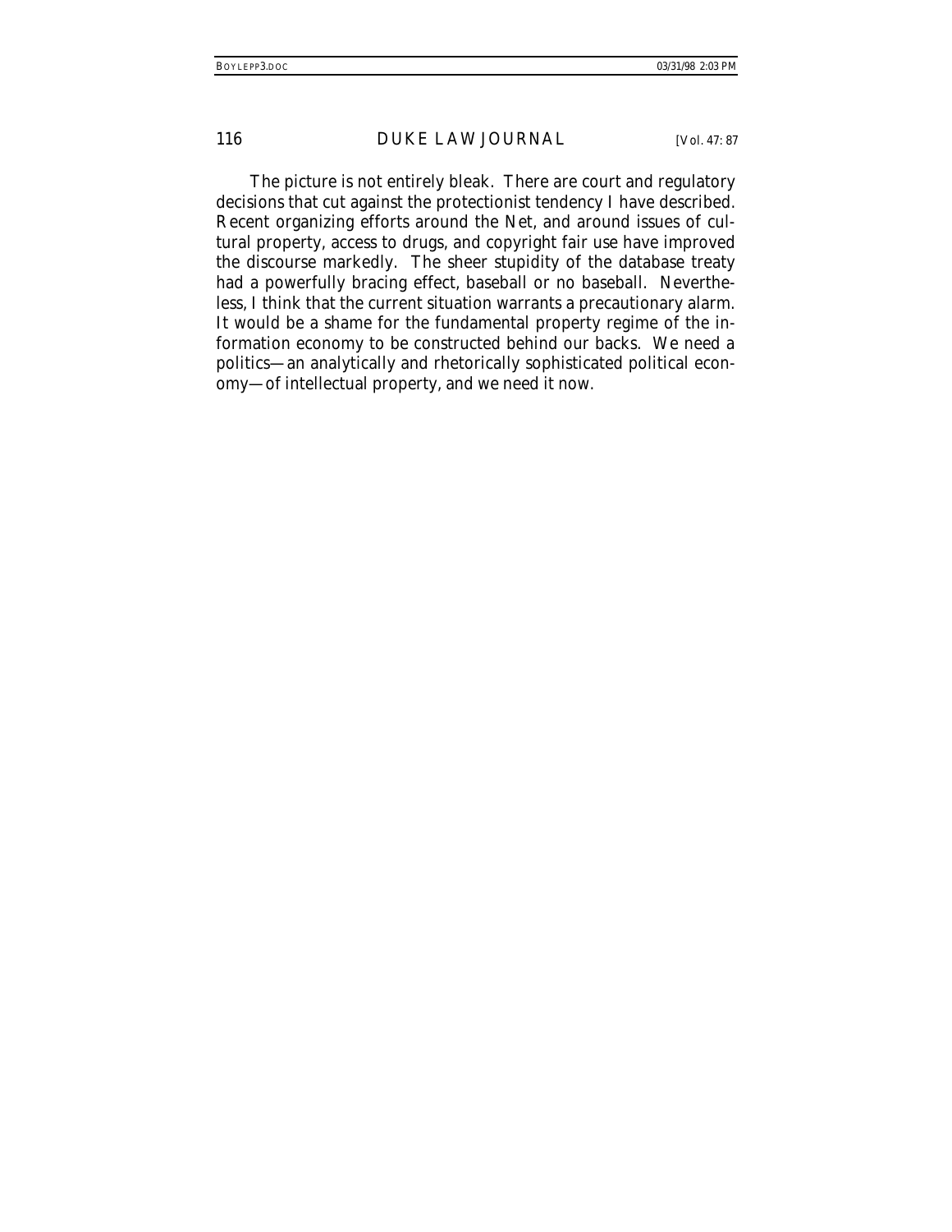The picture is not entirely bleak. There are court and regulatory decisions that cut against the protectionist tendency I have described. Recent organizing efforts around the Net, and around issues of cultural property, access to drugs, and copyright fair use have improved the discourse markedly. The sheer stupidity of the database treaty had a powerfully bracing effect, baseball or no baseball. Nevertheless, I think that the current situation warrants a precautionary alarm. It would be a shame for the fundamental property regime of the information economy to be constructed behind our backs. We need a politics—an analytically and rhetorically sophisticated political economy—of intellectual property, and we need it now.